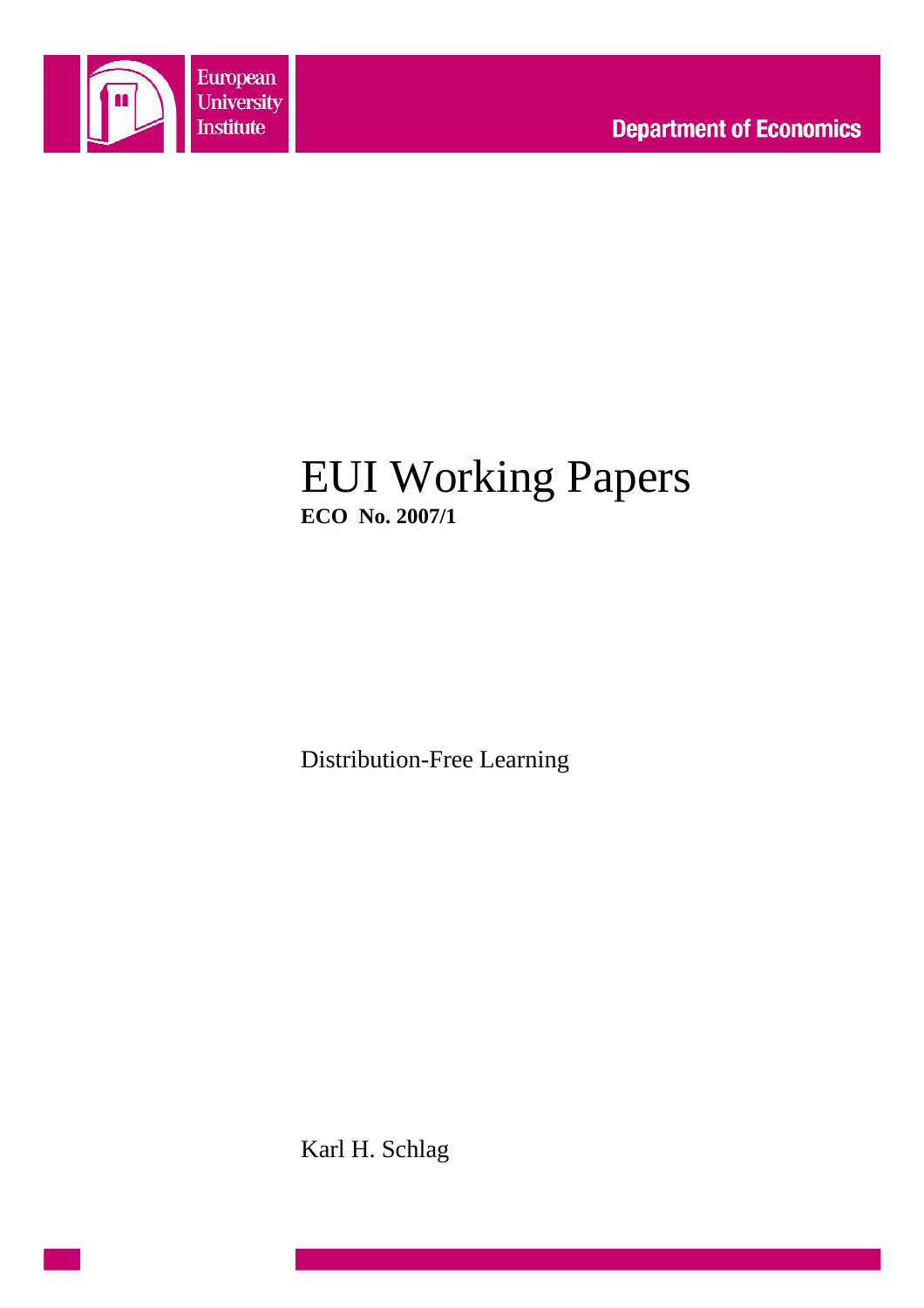European University Institute

Department of Economics

# EUI Working Papers

**ECO No. 2007/1**

Distribution-Free Learning

Karl H. Schlag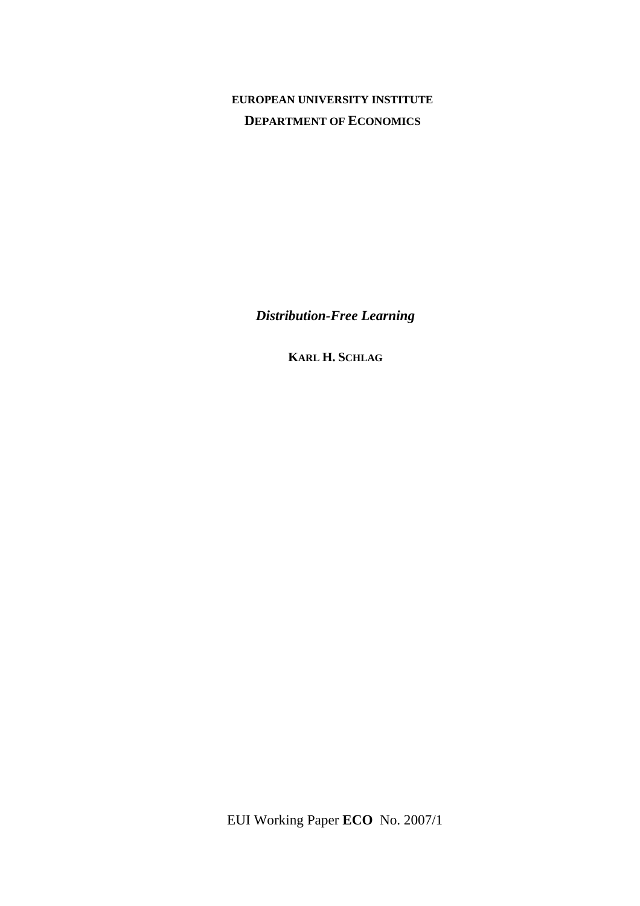**EUROPEAN UNIVERSITY INSTITUTE**

**DEPARTMENT OF ECONOMICS**

***Distribution-Free Learning***

**KARL H. SCHLAG**

EUI Working Paper **ECO** No. 2007/1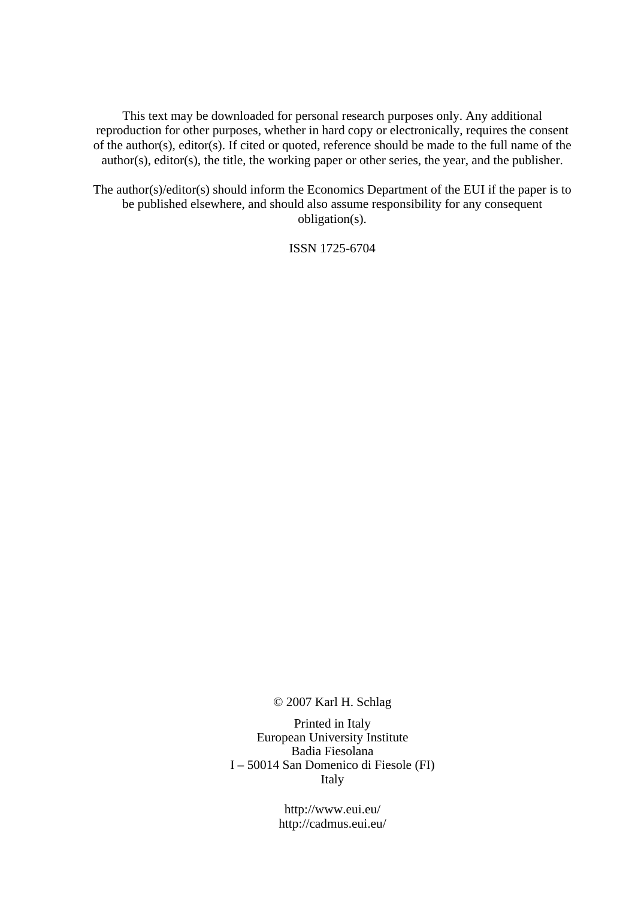This text may be downloaded for personal research purposes only. Any additional reproduction for other purposes, whether in hard copy or electronically, requires the consent of the author(s), editor(s). If cited or quoted, reference should be made to the full name of the author(s), editor(s), the title, the working paper or other series, the year, and the publisher.

The author(s)/editor(s) should inform the Economics Department of the EUI if the paper is to be published elsewhere, and should also assume responsibility for any consequent obligation(s).

ISSN 1725-6704

© 2007 Karl H. Schlag

Printed in Italy
European University Institute
Badia Fiesolana
I – 50014 San Domenico di Fiesole (FI)
Italy

http://www.eui.eu/
http://cadmus.eui.eu/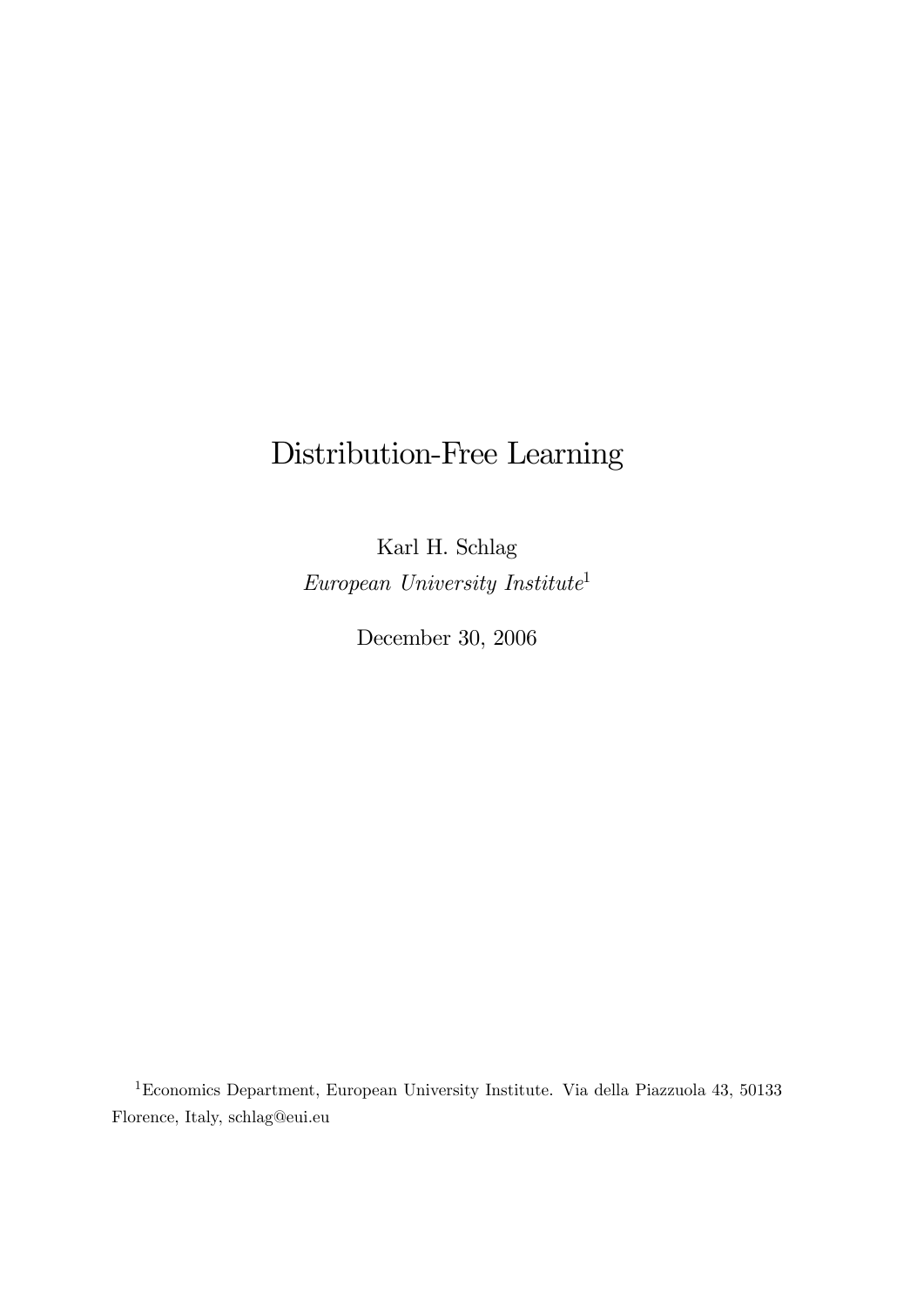# Distribution-Free Learning

Karl H. Schlag

*European University Institute*[1]

December 30, 2006

[1]Economics Department, European University Institute. Via della Piazzuola 43, 50133 Florence, Italy, schlag@eui.eu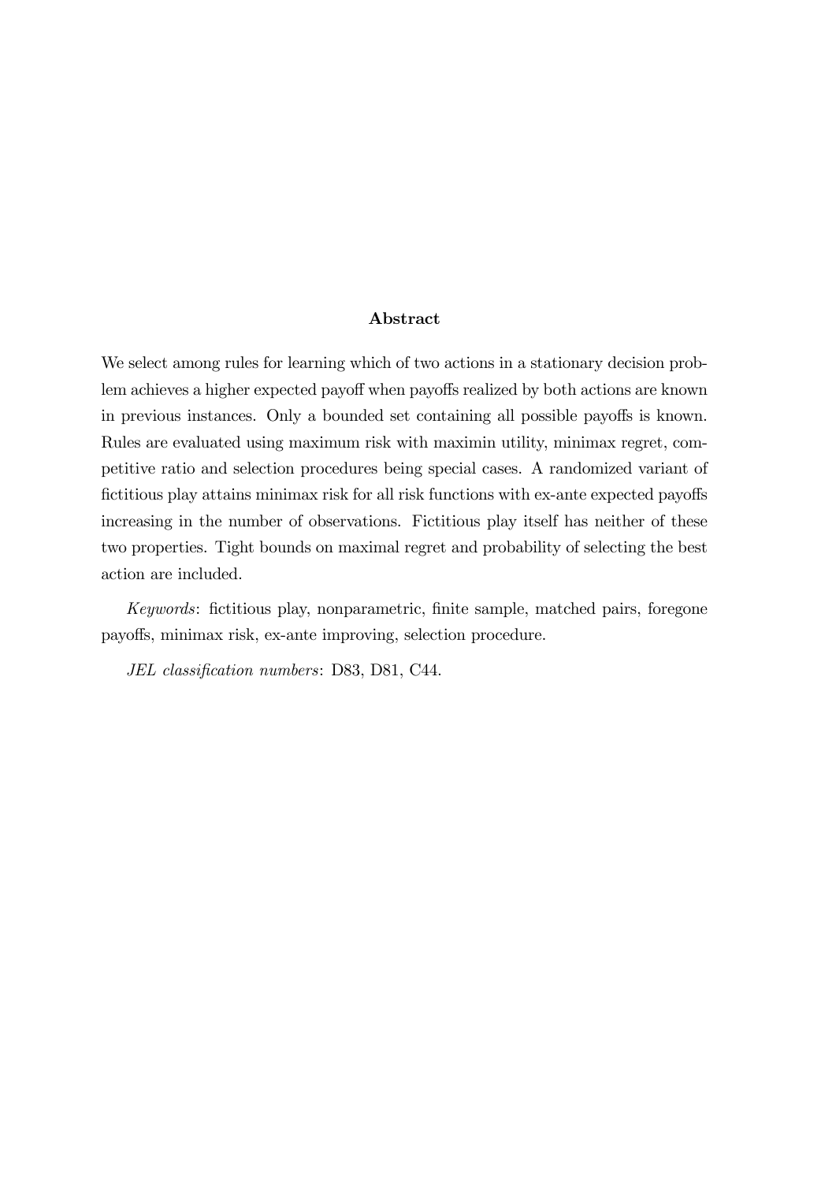## Abstract

We select among rules for learning which of two actions in a stationary decision problem achieves a higher expected payoff when payoffs realized by both actions are known in previous instances. Only a bounded set containing all possible payoffs is known. Rules are evaluated using maximum risk with maximin utility, minimax regret, competitive ratio and selection procedures being special cases. A randomized variant of fictitious play attains minimax risk for all risk functions with ex-ante expected payoffs increasing in the number of observations. Fictitious play itself has neither of these two properties. Tight bounds on maximal regret and probability of selecting the best action are included.

*Keywords*: fictitious play, nonparametric, finite sample, matched pairs, foregone payoffs, minimax risk, ex-ante improving, selection procedure.

*JEL classification numbers*: D83, D81, C44.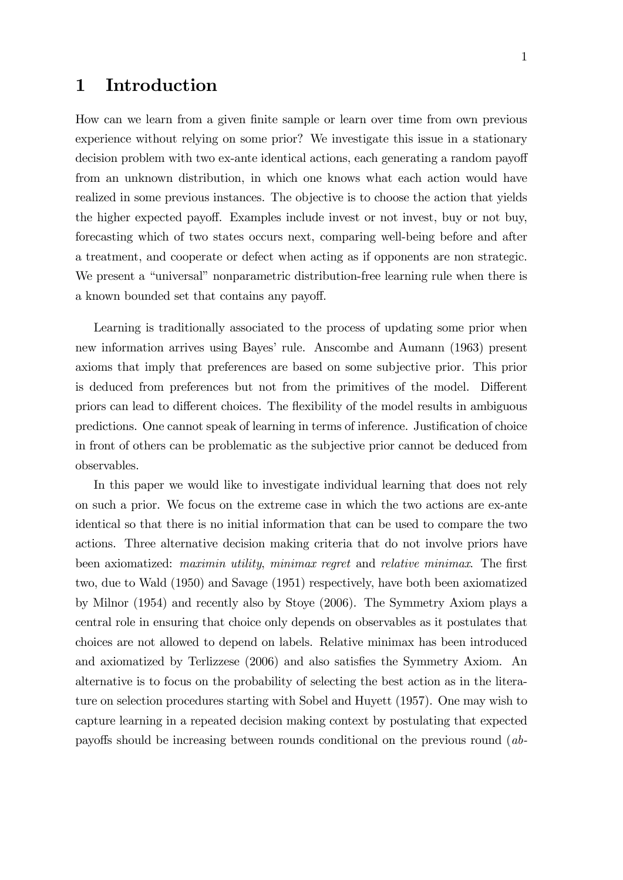# 1 Introduction

How can we learn from a given finite sample or learn over time from own previous experience without relying on some prior? We investigate this issue in a stationary decision problem with two ex-ante identical actions, each generating a random payoff from an unknown distribution, in which one knows what each action would have realized in some previous instances. The objective is to choose the action that yields the higher expected payoff. Examples include invest or not invest, buy or not buy, forecasting which of two states occurs next, comparing well-being before and after a treatment, and cooperate or defect when acting as if opponents are non strategic. We present a "universal" nonparametric distribution-free learning rule when there is a known bounded set that contains any payoff.

Learning is traditionally associated to the process of updating some prior when new information arrives using Bayes' rule. Anscombe and Aumann (1963) present axioms that imply that preferences are based on some subjective prior. This prior is deduced from preferences but not from the primitives of the model. Different priors can lead to different choices. The flexibility of the model results in ambiguous predictions. One cannot speak of learning in terms of inference. Justification of choice in front of others can be problematic as the subjective prior cannot be deduced from observables.

In this paper we would like to investigate individual learning that does not rely on such a prior. We focus on the extreme case in which the two actions are ex-ante identical so that there is no initial information that can be used to compare the two actions. Three alternative decision making criteria that do not involve priors have been axiomatized: *maximin utility*, *minimax regret* and *relative minimax*. The first two, due to Wald (1950) and Savage (1951) respectively, have both been axiomatized by Milnor (1954) and recently also by Stoye (2006). The Symmetry Axiom plays a central role in ensuring that choice only depends on observables as it postulates that choices are not allowed to depend on labels. Relative minimax has been introduced and axiomatized by Terlizzese (2006) and also satisfies the Symmetry Axiom. An alternative is to focus on the probability of selecting the best action as in the literature on selection procedures starting with Sobel and Huyett (1957). One may wish to capture learning in a repeated decision making context by postulating that expected payoffs should be increasing between rounds conditional on the previous round (*ab-*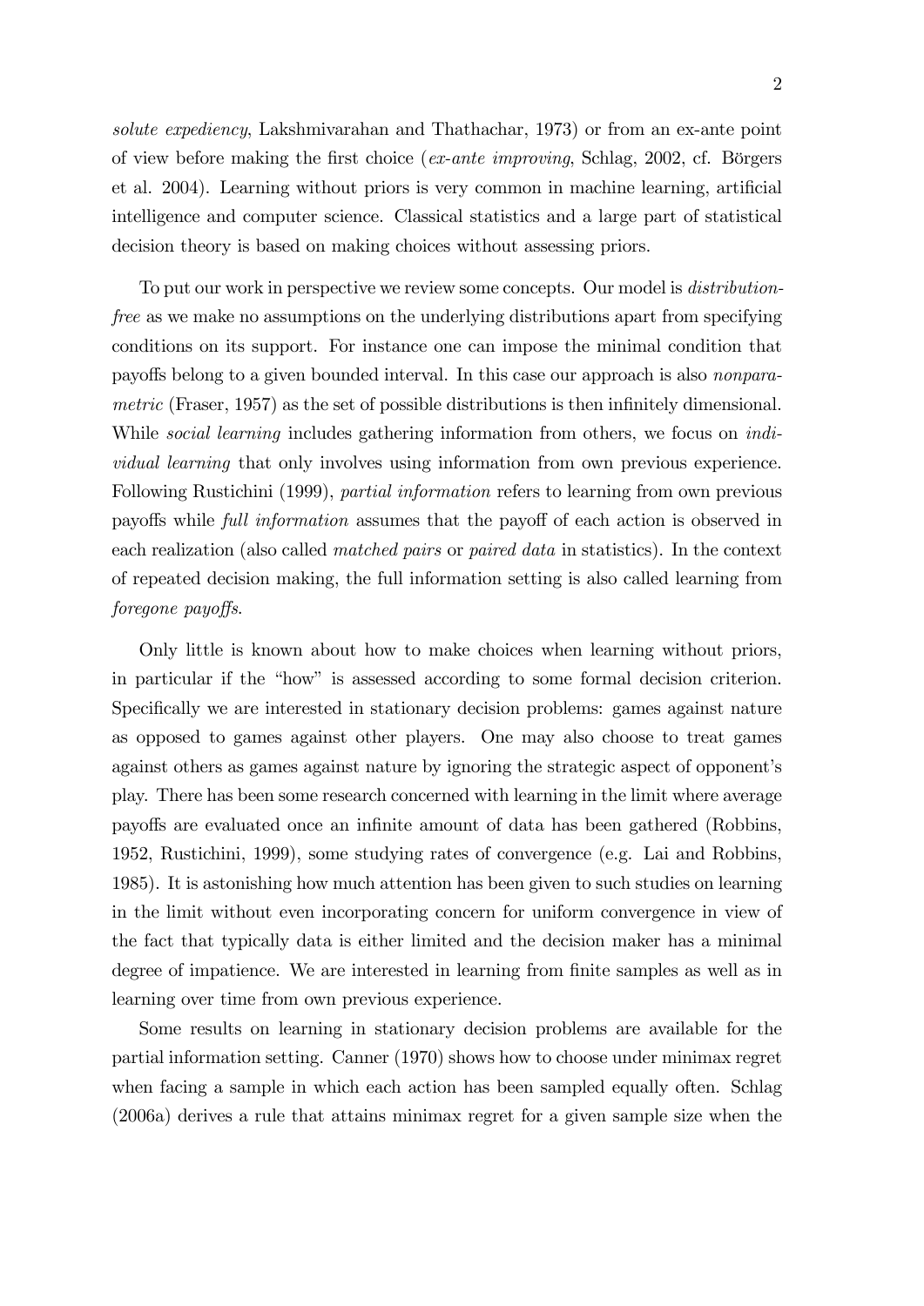*solute expediency*, Lakshmivarahan and Thathachar, 1973) or from an ex-ante point of view before making the first choice (*ex-ante improving*, Schlag, 2002, cf. Börgers et al. 2004). Learning without priors is very common in machine learning, artificial intelligence and computer science. Classical statistics and a large part of statistical decision theory is based on making choices without assessing priors.

To put our work in perspective we review some concepts. Our model is *distribution-free* as we make no assumptions on the underlying distributions apart from specifying conditions on its support. For instance one can impose the minimal condition that payoffs belong to a given bounded interval. In this case our approach is also *nonparametric* (Fraser, 1957) as the set of possible distributions is then infinitely dimensional. While *social learning* includes gathering information from others, we focus on *individual learning* that only involves using information from own previous experience. Following Rustichini (1999), *partial information* refers to learning from own previous payoffs while *full information* assumes that the payoff of each action is observed in each realization (also called *matched pairs* or *paired data* in statistics). In the context of repeated decision making, the full information setting is also called learning from *foregone payoffs*.

Only little is known about how to make choices when learning without priors, in particular if the "how" is assessed according to some formal decision criterion. Specifically we are interested in stationary decision problems: games against nature as opposed to games against other players. One may also choose to treat games against others as games against nature by ignoring the strategic aspect of opponent's play. There has been some research concerned with learning in the limit where average payoffs are evaluated once an infinite amount of data has been gathered (Robbins, 1952, Rustichini, 1999), some studying rates of convergence (e.g. Lai and Robbins, 1985). It is astonishing how much attention has been given to such studies on learning in the limit without even incorporating concern for uniform convergence in view of the fact that typically data is either limited and the decision maker has a minimal degree of impatience. We are interested in learning from finite samples as well as in learning over time from own previous experience.

Some results on learning in stationary decision problems are available for the partial information setting. Canner (1970) shows how to choose under minimax regret when facing a sample in which each action has been sampled equally often. Schlag (2006a) derives a rule that attains minimax regret for a given sample size when the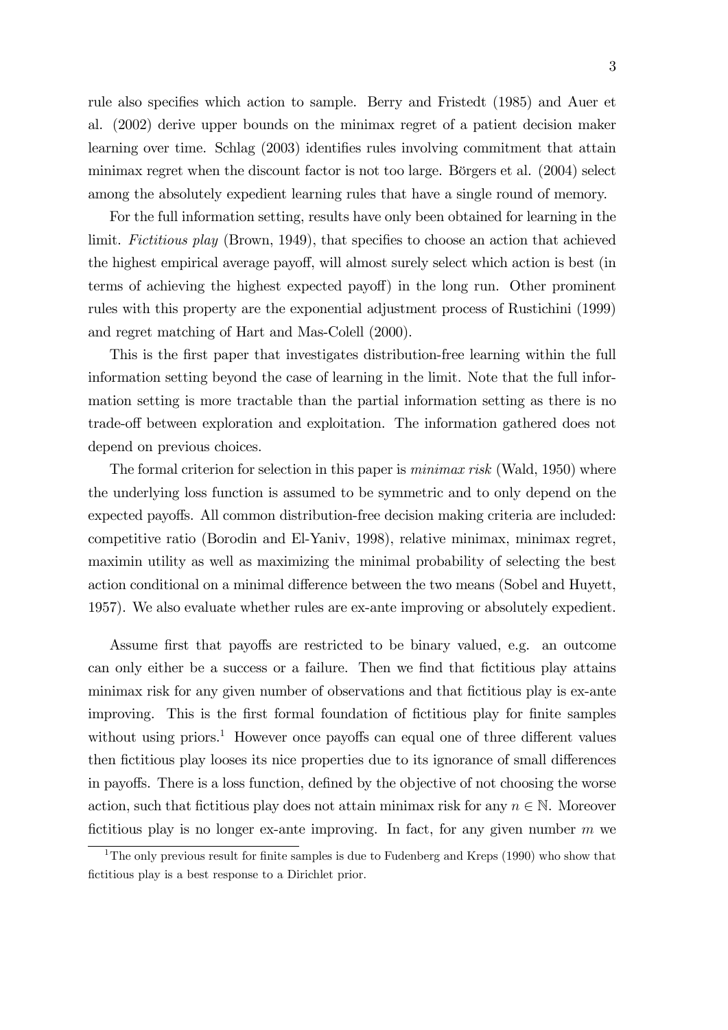rule also specifies which action to sample. Berry and Fristedt (1985) and Auer et al. (2002) derive upper bounds on the minimax regret of a patient decision maker learning over time. Schlag (2003) identifies rules involving commitment that attain minimax regret when the discount factor is not too large. Börgers et al. (2004) select among the absolutely expedient learning rules that have a single round of memory.

For the full information setting, results have only been obtained for learning in the limit. *Fictitious play* (Brown, 1949), that specifies to choose an action that achieved the highest empirical average payoff, will almost surely select which action is best (in terms of achieving the highest expected payoff) in the long run. Other prominent rules with this property are the exponential adjustment process of Rustichini (1999) and regret matching of Hart and Mas-Colell (2000).

This is the first paper that investigates distribution-free learning within the full information setting beyond the case of learning in the limit. Note that the full information setting is more tractable than the partial information setting as there is no trade-off between exploration and exploitation. The information gathered does not depend on previous choices.

The formal criterion for selection in this paper is *minimax risk* (Wald, 1950) where the underlying loss function is assumed to be symmetric and to only depend on the expected payoffs. All common distribution-free decision making criteria are included: competitive ratio (Borodin and El-Yaniv, 1998), relative minimax, minimax regret, maximin utility as well as maximizing the minimal probability of selecting the best action conditional on a minimal difference between the two means (Sobel and Huyett, 1957). We also evaluate whether rules are ex-ante improving or absolutely expedient.

Assume first that payoffs are restricted to be binary valued, e.g. an outcome can only either be a success or a failure. Then we find that fictitious play attains minimax risk for any given number of observations and that fictitious play is ex-ante improving. This is the first formal foundation of fictitious play for finite samples without using priors.[1] However once payoffs can equal one of three different values then fictitious play looses its nice properties due to its ignorance of small differences in payoffs. There is a loss function, defined by the objective of not choosing the worse action, such that fictitious play does not attain minimax risk for any $n \in \mathbb{N}$. Moreover fictitious play is no longer ex-ante improving. In fact, for any given number $m$ we

[1] The only previous result for finite samples is due to Fudenberg and Kreps (1990) who show that fictitious play is a best response to a Dirichlet prior.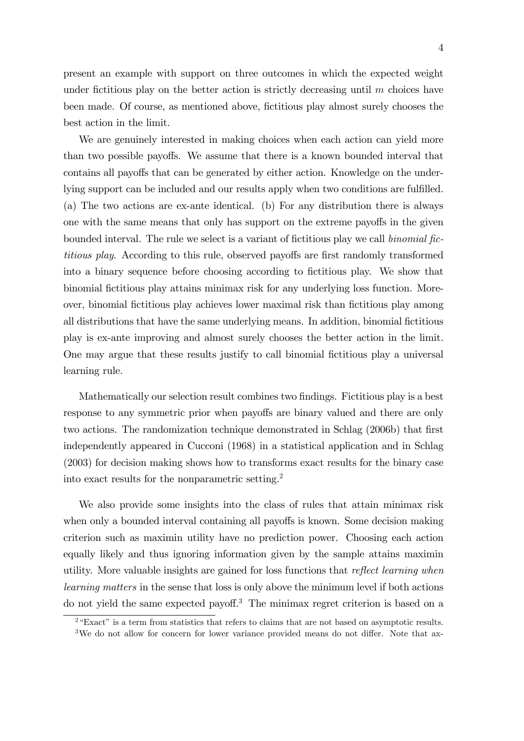present an example with support on three outcomes in which the expected weight under fictitious play on the better action is strictly decreasing until $m$ choices have been made. Of course, as mentioned above, fictitious play almost surely chooses the best action in the limit.

We are genuinely interested in making choices when each action can yield more than two possible payoffs. We assume that there is a known bounded interval that contains all payoffs that can be generated by either action. Knowledge on the underlying support can be included and our results apply when two conditions are fulfilled. (a) The two actions are ex-ante identical. (b) For any distribution there is always one with the same means that only has support on the extreme payoffs in the given bounded interval. The rule we select is a variant of fictitious play we call *binomial fictitious play*. According to this rule, observed payoffs are first randomly transformed into a binary sequence before choosing according to fictitious play. We show that binomial fictitious play attains minimax risk for any underlying loss function. Moreover, binomial fictitious play achieves lower maximal risk than fictitious play among all distributions that have the same underlying means. In addition, binomial fictitious play is ex-ante improving and almost surely chooses the better action in the limit. One may argue that these results justify to call binomial fictitious play a universal learning rule.

Mathematically our selection result combines two findings. Fictitious play is a best response to any symmetric prior when payoffs are binary valued and there are only two actions. The randomization technique demonstrated in Schlag (2006b) that first independently appeared in Cucconi (1968) in a statistical application and in Schlag (2003) for decision making shows how to transforms exact results for the binary case into exact results for the nonparametric setting.[2]

We also provide some insights into the class of rules that attain minimax risk when only a bounded interval containing all payoffs is known. Some decision making criterion such as maximin utility have no prediction power. Choosing each action equally likely and thus ignoring information given by the sample attains maximin utility. More valuable insights are gained for loss functions that *reflect learning when learning matters* in the sense that loss is only above the minimum level if both actions do not yield the same expected payoff.[3] The minimax regret criterion is based on a

[2] "Exact" is a term from statistics that refers to claims that are not based on asymptotic results.

[3] We do not allow for concern for lower variance provided means do not differ. Note that ax-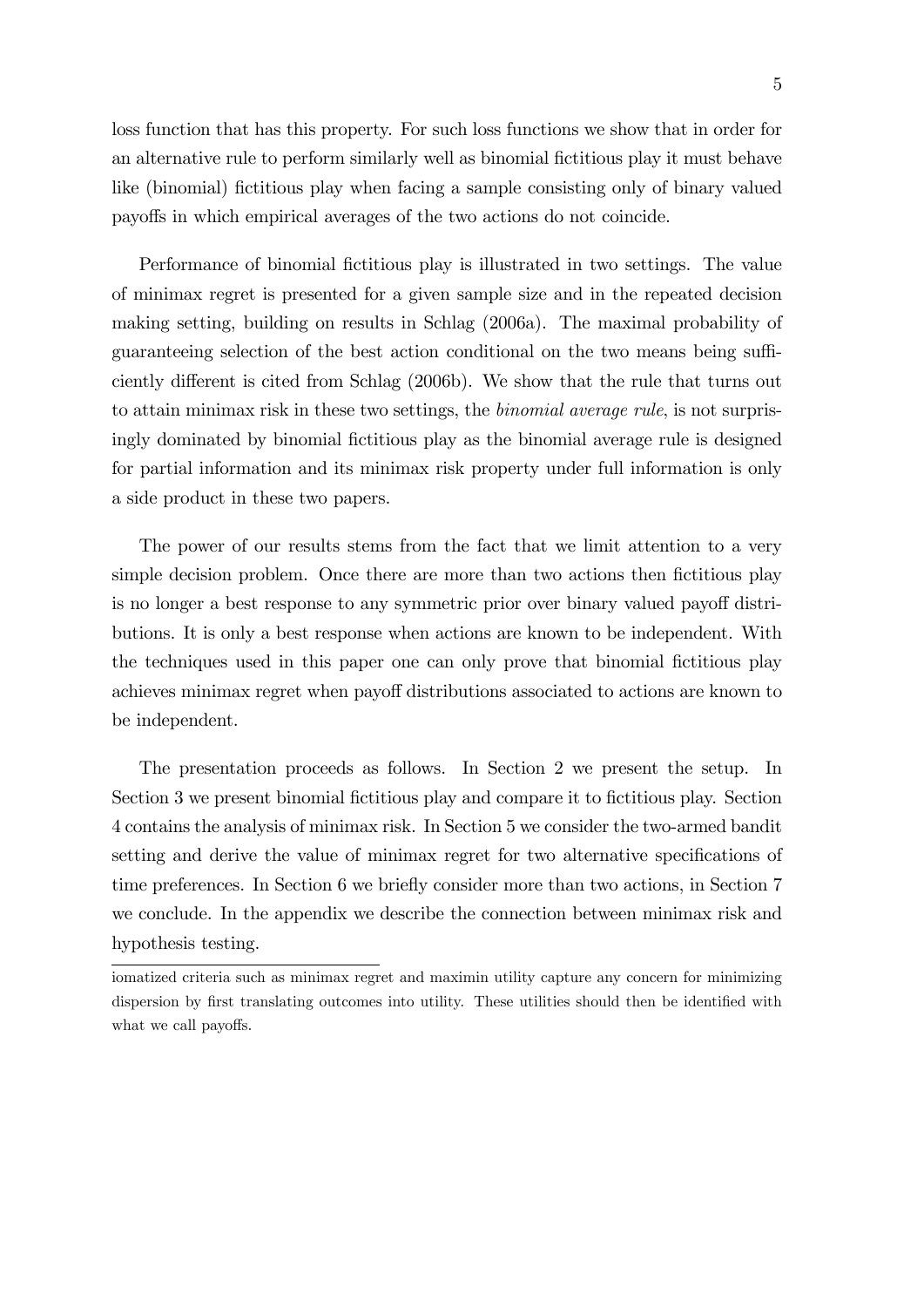loss function that has this property. For such loss functions we show that in order for an alternative rule to perform similarly well as binomial fictitious play it must behave like (binomial) fictitious play when facing a sample consisting only of binary valued payoffs in which empirical averages of the two actions do not coincide.

Performance of binomial fictitious play is illustrated in two settings. The value of minimax regret is presented for a given sample size and in the repeated decision making setting, building on results in Schlag (2006a). The maximal probability of guaranteeing selection of the best action conditional on the two means being sufficiently different is cited from Schlag (2006b). We show that the rule that turns out to attain minimax risk in these two settings, the *binomial average rule*, is not surprisingly dominated by binomial fictitious play as the binomial average rule is designed for partial information and its minimax risk property under full information is only a side product in these two papers.

The power of our results stems from the fact that we limit attention to a very simple decision problem. Once there are more than two actions then fictitious play is no longer a best response to any symmetric prior over binary valued payoff distributions. It is only a best response when actions are known to be independent. With the techniques used in this paper one can only prove that binomial fictitious play achieves minimax regret when payoff distributions associated to actions are known to be independent.

The presentation proceeds as follows. In Section 2 we present the setup. In Section 3 we present binomial fictitious play and compare it to fictitious play. Section 4 contains the analysis of minimax risk. In Section 5 we consider the two-armed bandit setting and derive the value of minimax regret for two alternative specifications of time preferences. In Section 6 we briefly consider more than two actions, in Section 7 we conclude. In the appendix we describe the connection between minimax risk and hypothesis testing.

iomatized criteria such as minimax regret and maximin utility capture any concern for minimizing dispersion by first translating outcomes into utility. These utilities should then be identified with what we call payoffs.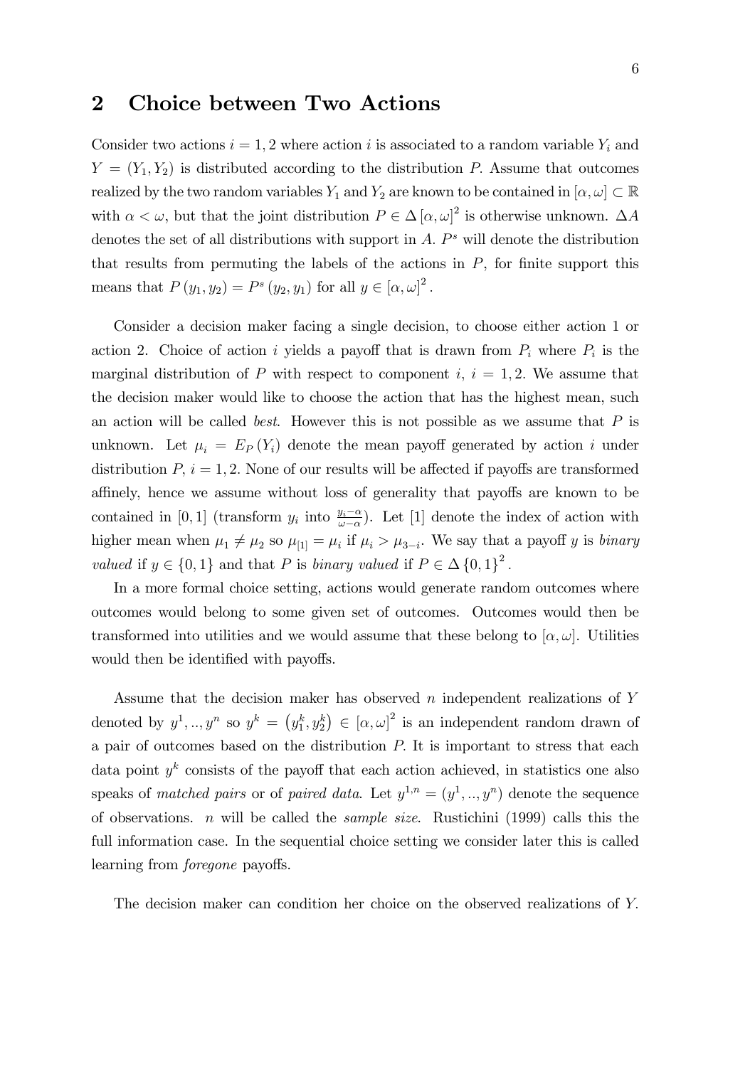## 2 Choice between Two Actions

Consider two actions $i = 1, 2$ where action $i$ is associated to a random variable $Y_i$ and $Y = (Y_1, Y_2)$ is distributed according to the distribution $P$. Assume that outcomes realized by the two random variables $Y_1$ and $Y_2$ are known to be contained in $[\alpha, \omega] \subset \mathbb{R}$ with $\alpha < \omega$, but that the joint distribution $P \in \Delta [\alpha, \omega]^2$ is otherwise unknown. $\Delta A$ denotes the set of all distributions with support in $A$. $P^s$ will denote the distribution that results from permuting the labels of the actions in $P$, for finite support this means that $P(y_1, y_2) = P^s(y_2, y_1)$ for all $y \in [\alpha, \omega]^2$.

Consider a decision maker facing a single decision, to choose either action 1 or action 2. Choice of action $i$ yields a payoff that is drawn from $P_i$ where $P_i$ is the marginal distribution of $P$ with respect to component $i$, $i = 1, 2$. We assume that the decision maker would like to choose the action that has the highest mean, such an action will be called *best*. However this is not possible as we assume that $P$ is unknown. Let $\mu_i = E_P(Y_i)$ denote the mean payoff generated by action $i$ under distribution $P$, $i = 1, 2$. None of our results will be affected if payoffs are transformed affinely, hence we assume without loss of generality that payoffs are known to be contained in $[0, 1]$ (transform $y_i$ into $\frac{y_i - \alpha}{\omega - \alpha}$). Let $[1]$ denote the index of action with higher mean when $\mu_1 \neq \mu_2$ so $\mu_{[1]} = \mu_i$ if $\mu_i > \mu_{3-i}$. We say that a payoff $y$ is *binary valued* if $y \in \{0, 1\}$ and that $P$ is *binary valued* if $P \in \Delta \{0, 1\}^2$.

In a more formal choice setting, actions would generate random outcomes where outcomes would belong to some given set of outcomes. Outcomes would then be transformed into utilities and we would assume that these belong to $[\alpha, \omega]$. Utilities would then be identified with payoffs.

Assume that the decision maker has observed $n$ independent realizations of $Y$ denoted by $y^1, .., y^n$ so $y^k = (y_1^k, y_2^k) \in [\alpha, \omega]^2$ is an independent random drawn of a pair of outcomes based on the distribution $P$. It is important to stress that each data point $y^k$ consists of the payoff that each action achieved, in statistics one also speaks of *matched pairs* or of *paired data*. Let $y^{1,n} = (y^1, .., y^n)$ denote the sequence of observations. $n$ will be called the *sample size*. Rustichini (1999) calls this the full information case. In the sequential choice setting we consider later this is called learning from *foregone* payoffs.

The decision maker can condition her choice on the observed realizations of $Y$.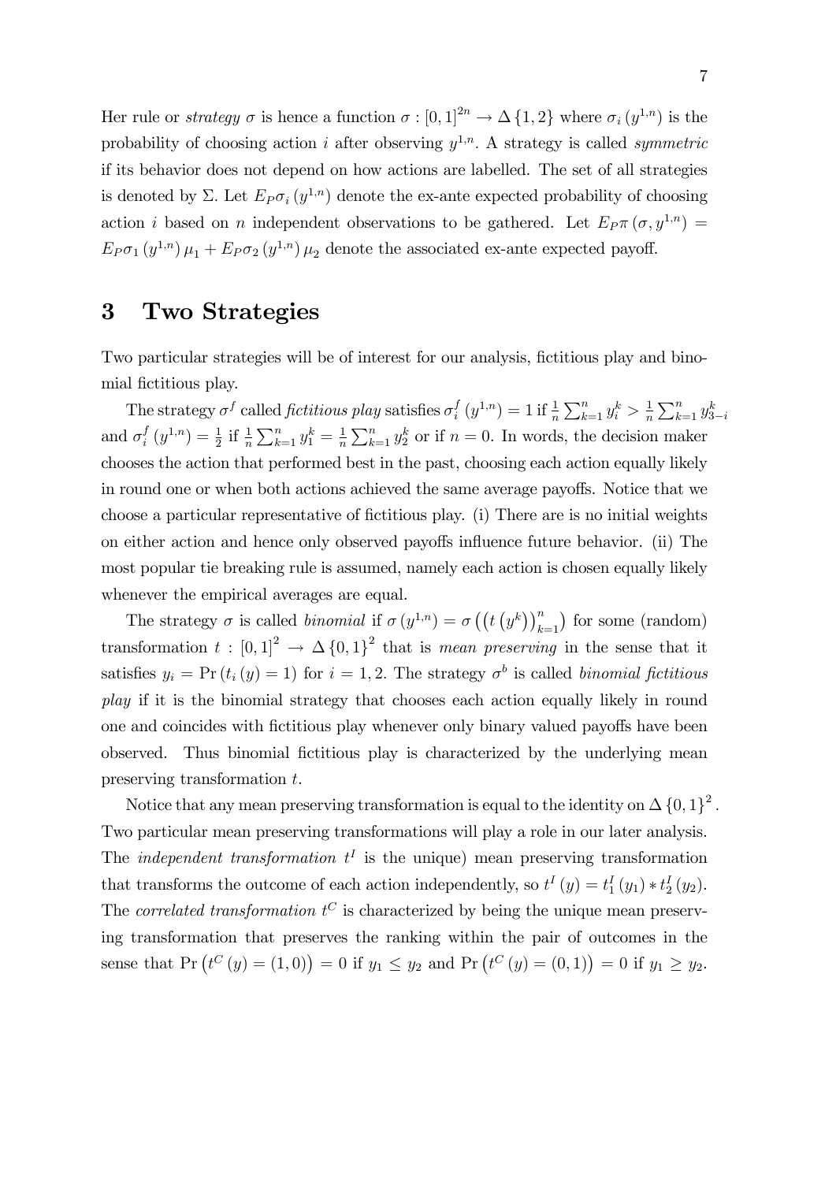Her rule or *strategy* $\sigma$ is hence a function $\sigma : [0,1]^{2n} \rightarrow \Delta\{1,2\}$ where $\sigma_i(y^{1,n})$ is the probability of choosing action $i$ after observing $y^{1,n}$. A strategy is called *symmetric* if its behavior does not depend on how actions are labelled. The set of all strategies is denoted by $\Sigma$. Let $E_P\sigma_i(y^{1,n})$ denote the ex-ante expected probability of choosing action $i$ based on $n$ independent observations to be gathered. Let $E_P\pi(\sigma, y^{1,n}) = E_P\sigma_1(y^{1,n})\mu_1 + E_P\sigma_2(y^{1,n})\mu_2$ denote the associated ex-ante expected payoff.

# 3 Two Strategies

Two particular strategies will be of interest for our analysis, fictitious play and binomial fictitious play.

The strategy $\sigma^f$ called *fictitious play* satisfies $\sigma_i^f(y^{1,n}) = 1$ if $\frac{1}{n}\sum_{k=1}^n y_i^k > \frac{1}{n}\sum_{k=1}^n y_{3-i}^k$ and $\sigma_i^f(y^{1,n}) = \frac{1}{2}$ if $\frac{1}{n}\sum_{k=1}^n y_1^k = \frac{1}{n}\sum_{k=1}^n y_2^k$ or if $n = 0$. In words, the decision maker chooses the action that performed best in the past, choosing each action equally likely in round one or when both actions achieved the same average payoffs. Notice that we choose a particular representative of fictitious play. (i) There are is no initial weights on either action and hence only observed payoffs influence future behavior. (ii) The most popular tie breaking rule is assumed, namely each action is chosen equally likely whenever the empirical averages are equal.

The strategy $\sigma$ is called *binomial* if $\sigma(y^{1,n}) = \sigma\left(\left(t\left(y^k\right)\right)_{k=1}^n\right)$ for some (random) transformation $t : [0,1]^2 \rightarrow \Delta\{0,1\}^2$ that is *mean preserving* in the sense that it satisfies $y_i = \Pr(t_i(y) = 1)$ for $i = 1, 2$. The strategy $\sigma^b$ is called *binomial fictitious play* if it is the binomial strategy that chooses each action equally likely in round one and coincides with fictitious play whenever only binary valued payoffs have been observed. Thus binomial fictitious play is characterized by the underlying mean preserving transformation $t$.

Notice that any mean preserving transformation is equal to the identity on $\Delta\{0,1\}^2$. Two particular mean preserving transformations will play a role in our later analysis. The *independent transformation* $t^I$ is the unique) mean preserving transformation that transforms the outcome of each action independently, so $t^I(y) = t_1^I(y_1) * t_2^I(y_2)$. The *correlated transformation* $t^C$ is characterized by being the unique mean preserving transformation that preserves the ranking within the pair of outcomes in the sense that $\Pr\left(t^C(y) = (1,0)\right) = 0$ if $y_1 \leq y_2$ and $\Pr\left(t^C(y) = (0,1)\right) = 0$ if $y_1 \geq y_2$.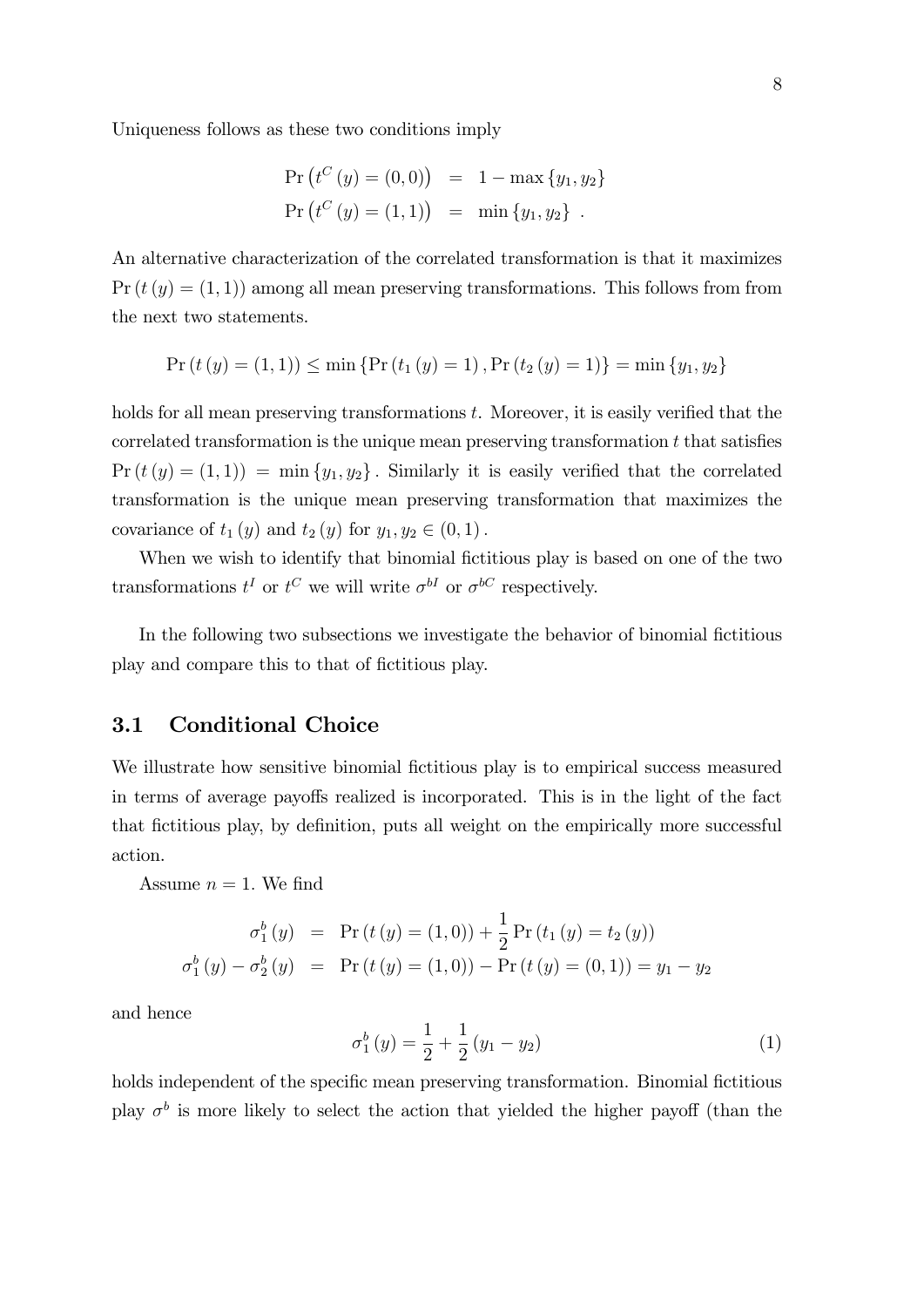Uniqueness follows as these two conditions imply

$$\begin{aligned}
\Pr\left(t^{C}(y)=(0,0)\right) &= 1-\max\{y_1,y_2\} \\
\Pr\left(t^{C}(y)=(1,1)\right) &= \min\{y_1,y_2\}\ .
\end{aligned}$$

An alternative characterization of the correlated transformation is that it maximizes $\Pr(t(y)=(1,1))$ among all mean preserving transformations. This follows from from the next two statements.

$$\Pr(t(y)=(1,1)) \leq \min\{\Pr(t_1(y)=1), \Pr(t_2(y)=1)\} = \min\{y_1,y_2\}$$

holds for all mean preserving transformations $t$. Moreover, it is easily verified that the correlated transformation is the unique mean preserving transformation $t$ that satisfies $\Pr(t(y)=(1,1)) = \min\{y_1,y_2\}$. Similarly it is easily verified that the correlated transformation is the unique mean preserving transformation that maximizes the covariance of $t_1(y)$ and $t_2(y)$ for $y_1,y_2 \in (0,1)$.

When we wish to identify that binomial fictitious play is based on one of the two transformations $t^I$ or $t^C$ we will write $\sigma^{bI}$ or $\sigma^{bC}$ respectively.

In the following two subsections we investigate the behavior of binomial fictitious play and compare this to that of fictitious play.

### 3.1 Conditional Choice

We illustrate how sensitive binomial fictitious play is to empirical success measured in terms of average payoffs realized is incorporated. This is in the light of the fact that fictitious play, by definition, puts all weight on the empirically more successful action.

Assume $n=1$. We find

$$\begin{aligned}
\sigma_1^b(y) &= \Pr(t(y)=(1,0)) + \frac{1}{2}\Pr(t_1(y)=t_2(y)) \\
\sigma_1^b(y)-\sigma_2^b(y) &= \Pr(t(y)=(1,0)) - \Pr(t(y)=(0,1)) = y_1-y_2
\end{aligned}$$

and hence

$$\sigma_1^b(y) = \frac{1}{2}+\frac{1}{2}(y_1-y_2) \tag{1}$$

holds independent of the specific mean preserving transformation. Binomial fictitious play $\sigma^b$ is more likely to select the action that yielded the higher payoff (than the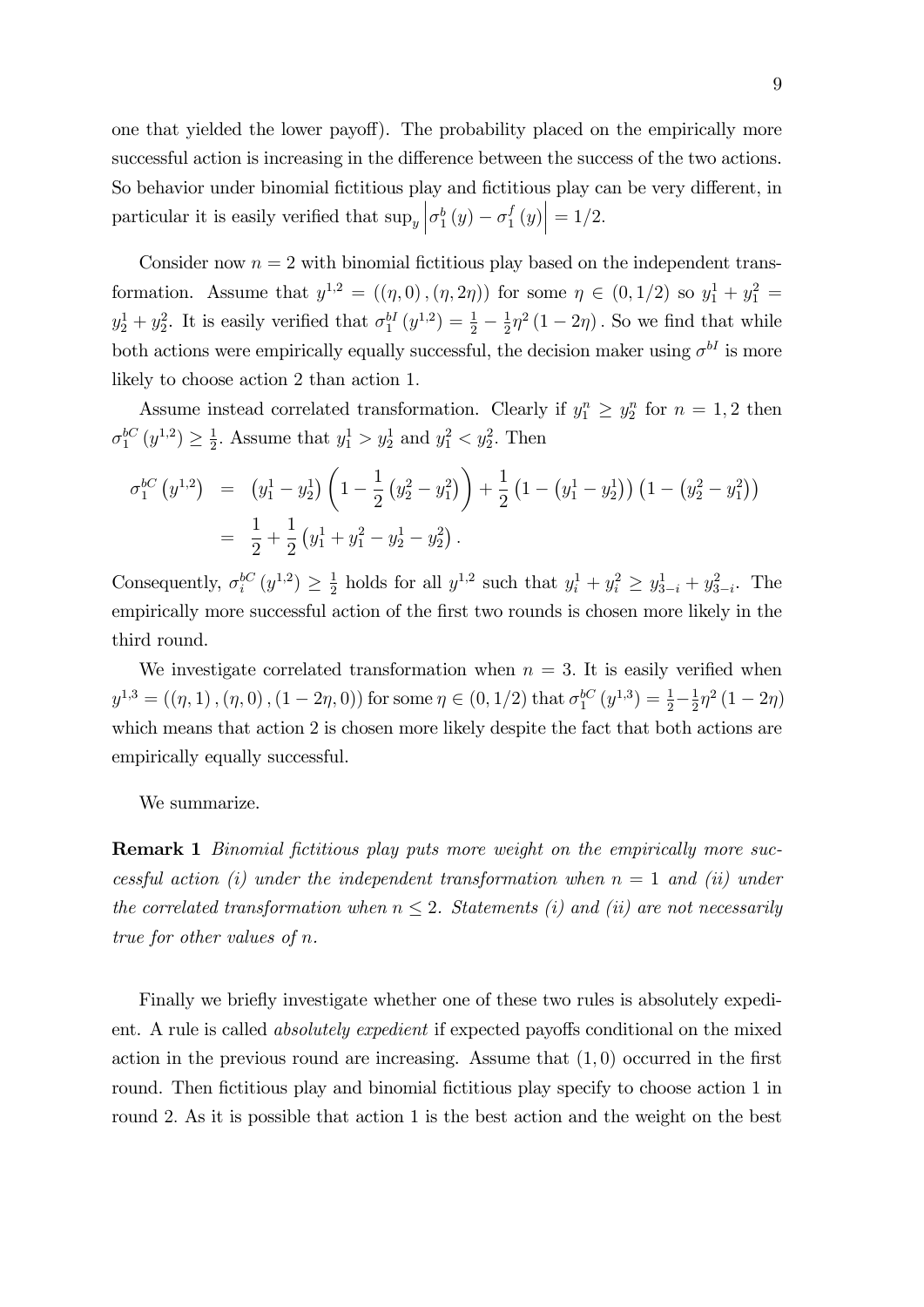one that yielded the lower payoff). The probability placed on the empirically more successful action is increasing in the difference between the success of the two actions. So behavior under binomial fictitious play and fictitious play can be very different, in particular it is easily verified that $\sup_y \left|\sigma_1^b(y) - \sigma_1^f(y)\right| = 1/2$.

Consider now $n = 2$ with binomial fictitious play based on the independent transformation. Assume that $y^{1,2} = ((\eta, 0), (\eta, 2\eta))$ for some $\eta \in (0, 1/2)$ so $y_1^1 + y_1^2 = y_2^1 + y_2^2$. It is easily verified that $\sigma_1^{bI}(y^{1,2}) = \frac{1}{2} - \frac{1}{2}\eta^2(1 - 2\eta)$. So we find that while both actions were empirically equally successful, the decision maker using $\sigma^{bI}$ is more likely to choose action 2 than action 1.

Assume instead correlated transformation. Clearly if $y_1^n \geq y_2^n$ for $n = 1, 2$ then $\sigma_1^{bC}(y^{1,2}) \geq \frac{1}{2}$. Assume that $y_1^1 > y_2^1$ and $y_1^2 < y_2^2$. Then

$$\begin{aligned}
\sigma_1^{bC}\left(y^{1,2}\right) &= \left(y_1^1 - y_2^1\right)\left(1 - \frac{1}{2}\left(y_2^2 - y_1^2\right)\right) + \frac{1}{2}\left(1 - \left(y_1^1 - y_2^1\right)\right)\left(1 - \left(y_2^2 - y_1^2\right)\right) \\
&= \frac{1}{2} + \frac{1}{2}\left(y_1^1 + y_1^2 - y_2^1 - y_2^2\right).
\end{aligned}$$

Consequently, $\sigma_i^{bC}(y^{1,2}) \geq \frac{1}{2}$ holds for all $y^{1,2}$ such that $y_i^1 + y_i^2 \geq y_{3-i}^1 + y_{3-i}^2$. The empirically more successful action of the first two rounds is chosen more likely in the third round.

We investigate correlated transformation when $n = 3$. It is easily verified when $y^{1,3} = ((\eta, 1), (\eta, 0), (1 - 2\eta, 0))$ for some $\eta \in (0, 1/2)$ that $\sigma_1^{bC}(y^{1,3}) = \frac{1}{2} - \frac{1}{2}\eta^2(1 - 2\eta)$ which means that action 2 is chosen more likely despite the fact that both actions are empirically equally successful.

We summarize.

**Remark 1** *Binomial fictitious play puts more weight on the empirically more successful action (i) under the independent transformation when $n = 1$ and (ii) under the correlated transformation when $n \leq 2$. Statements (i) and (ii) are not necessarily true for other values of $n$.*

Finally we briefly investigate whether one of these two rules is absolutely expedient. A rule is called *absolutely expedient* if expected payoffs conditional on the mixed action in the previous round are increasing. Assume that $(1, 0)$ occurred in the first round. Then fictitious play and binomial fictitious play specify to choose action 1 in round 2. As it is possible that action 1 is the best action and the weight on the best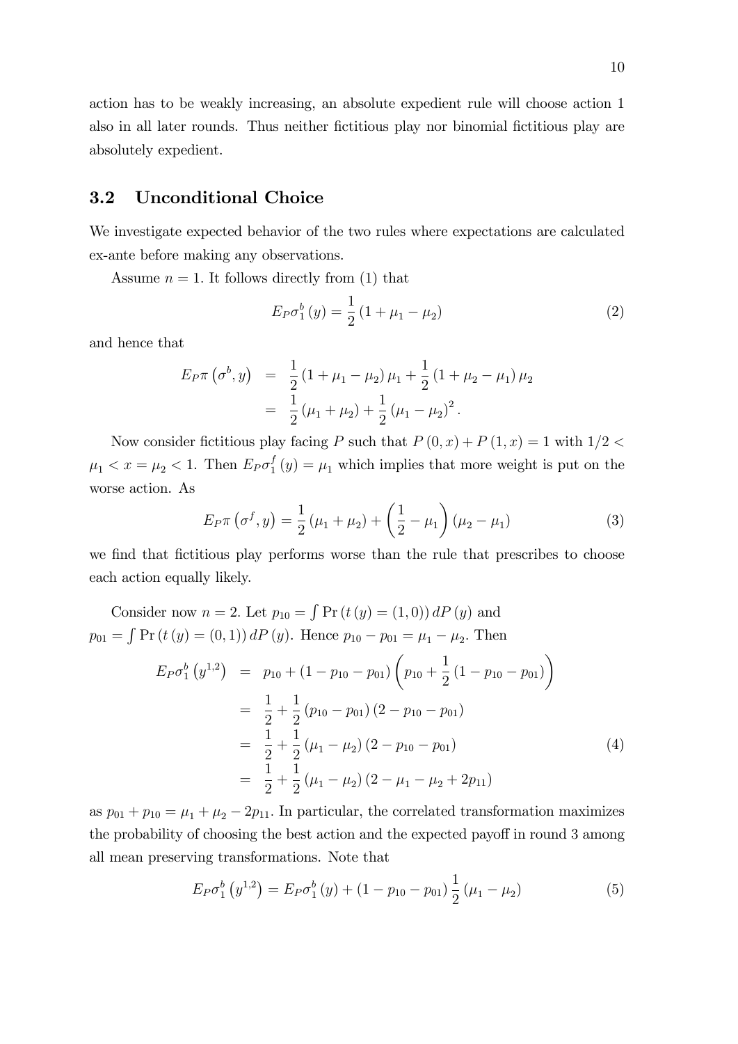action has to be weakly increasing, an absolute expedient rule will choose action 1 also in all later rounds. Thus neither fictitious play nor binomial fictitious play are absolutely expedient.

## 3.2 Unconditional Choice

We investigate expected behavior of the two rules where expectations are calculated ex-ante before making any observations.

Assume $n = 1$. It follows directly from (1) that

$$E_P \sigma_1^b(y) = \frac{1}{2}(1 + \mu_1 - \mu_2) \tag{2}$$

and hence that

$$\begin{aligned} E_P \pi(\sigma^b, y) &= \frac{1}{2}(1 + \mu_1 - \mu_2)\mu_1 + \frac{1}{2}(1 + \mu_2 - \mu_1)\mu_2 \\ &= \frac{1}{2}(\mu_1 + \mu_2) + \frac{1}{2}(\mu_1 - \mu_2)^2. \end{aligned}$$

Now consider fictitious play facing $P$ such that $P(0, x) + P(1, x) = 1$ with $1/2 < \mu_1 < x = \mu_2 < 1$. Then $E_P \sigma_1^f(y) = \mu_1$ which implies that more weight is put on the worse action. As

$$E_P \pi(\sigma^f, y) = \frac{1}{2}(\mu_1 + \mu_2) + \left(\frac{1}{2} - \mu_1\right)(\mu_2 - \mu_1) \tag{3}$$

we find that fictitious play performs worse than the rule that prescribes to choose each action equally likely.

Consider now $n = 2$. Let $p_{10} = \int \Pr(t(y) = (1, 0))\, dP(y)$ and $p_{01} = \int \Pr(t(y) = (0, 1))\, dP(y)$. Hence $p_{10} - p_{01} = \mu_1 - \mu_2$. Then

$$\begin{aligned} E_P \sigma_1^b(y^{1,2}) &= p_{10} + (1 - p_{10} - p_{01})\left(p_{10} + \frac{1}{2}(1 - p_{10} - p_{01})\right) \\ &= \frac{1}{2} + \frac{1}{2}(p_{10} - p_{01})(2 - p_{10} - p_{01}) \\ &= \frac{1}{2} + \frac{1}{2}(\mu_1 - \mu_2)(2 - p_{10} - p_{01}) \\ &= \frac{1}{2} + \frac{1}{2}(\mu_1 - \mu_2)(2 - \mu_1 - \mu_2 + 2p_{11}) \end{aligned} \tag{4}$$

as $p_{01} + p_{10} = \mu_1 + \mu_2 - 2p_{11}$. In particular, the correlated transformation maximizes the probability of choosing the best action and the expected payoff in round 3 among all mean preserving transformations. Note that

$$E_P \sigma_1^b(y^{1,2}) = E_P \sigma_1^b(y) + (1 - p_{10} - p_{01})\frac{1}{2}(\mu_1 - \mu_2) \tag{5}$$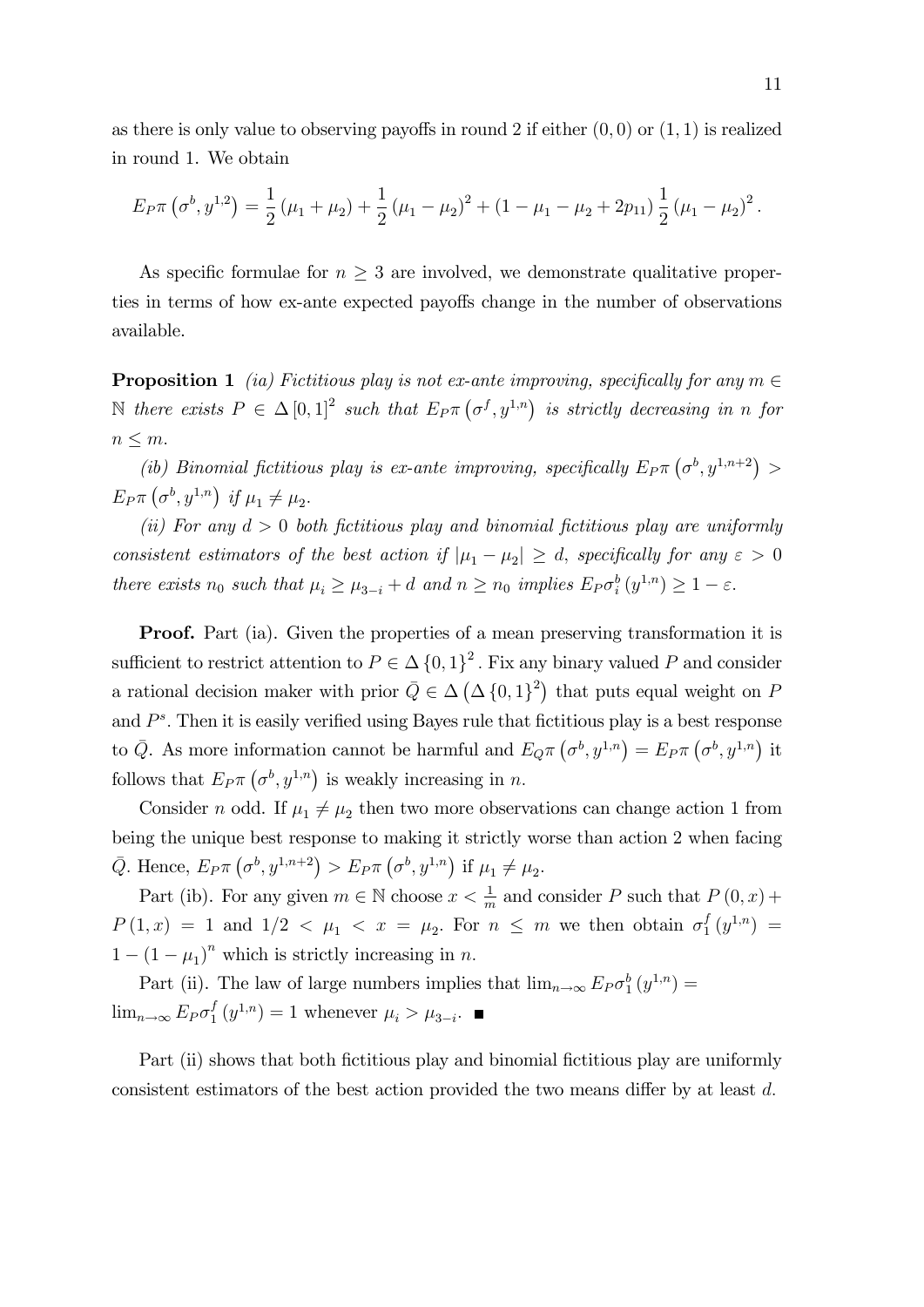as there is only value to observing payoffs in round 2 if either $(0,0)$ or $(1,1)$ is realized in round 1. We obtain

$$E_P\pi\left(\sigma^b, y^{1,2}\right) = \frac{1}{2}\left(\mu_1+\mu_2\right) + \frac{1}{2}\left(\mu_1-\mu_2\right)^2 + \left(1-\mu_1-\mu_2+2p_{11}\right)\frac{1}{2}\left(\mu_1-\mu_2\right)^2.$$

As specific formulae for $n \geq 3$ are involved, we demonstrate qualitative properties in terms of how ex-ante expected payoffs change in the number of observations available.

**Proposition 1** *(ia) Fictitious play is not ex-ante improving, specifically for any $m \in \mathbb{N}$ there exists $P \in \Delta[0,1]^2$ such that $E_P\pi\left(\sigma^f, y^{1,n}\right)$ is strictly decreasing in $n$ for $n \leq m$.*

*(ib) Binomial fictitious play is ex-ante improving, specifically $E_P\pi\left(\sigma^b, y^{1,n+2}\right) > E_P\pi\left(\sigma^b, y^{1,n}\right)$ if $\mu_1 \neq \mu_2$.*

*(ii) For any $d > 0$ both fictitious play and binomial fictitious play are uniformly consistent estimators of the best action if $|\mu_1-\mu_2| \geq d$, specifically for any $\varepsilon > 0$ there exists $n_0$ such that $\mu_i \geq \mu_{3-i}+d$ and $n \geq n_0$ implies $E_P\sigma_i^b\left(y^{1,n}\right) \geq 1-\varepsilon$.*

**Proof.** Part (ia). Given the properties of a mean preserving transformation it is sufficient to restrict attention to $P \in \Delta\{0,1\}^2$. Fix any binary valued $P$ and consider a rational decision maker with prior $\bar{Q} \in \Delta\left(\Delta\{0,1\}^2\right)$ that puts equal weight on $P$ and $P^s$. Then it is easily verified using Bayes rule that fictitious play is a best response to $\bar{Q}$. As more information cannot be harmful and $E_Q\pi\left(\sigma^b, y^{1,n}\right) = E_P\pi\left(\sigma^b, y^{1,n}\right)$ it follows that $E_P\pi\left(\sigma^b, y^{1,n}\right)$ is weakly increasing in $n$.

Consider $n$ odd. If $\mu_1 \neq \mu_2$ then two more observations can change action 1 from being the unique best response to making it strictly worse than action 2 when facing $\bar{Q}$. Hence, $E_P\pi\left(\sigma^b, y^{1,n+2}\right) > E_P\pi\left(\sigma^b, y^{1,n}\right)$ if $\mu_1 \neq \mu_2$.

Part (ib). For any given $m \in \mathbb{N}$ choose $x < \frac{1}{m}$ and consider $P$ such that $P(0,x)+P(1,x) = 1$ and $1/2 < \mu_1 < x = \mu_2$. For $n \leq m$ we then obtain $\sigma_1^f\left(y^{1,n}\right) = 1-\left(1-\mu_1\right)^n$ which is strictly increasing in $n$.

Part (ii). The law of large numbers implies that $\lim_{n\to\infty} E_P\sigma_1^b\left(y^{1,n}\right) = \lim_{n\to\infty} E_P\sigma_1^f\left(y^{1,n}\right) = 1$ whenever $\mu_i > \mu_{3-i}$. ■

Part (ii) shows that both fictitious play and binomial fictitious play are uniformly consistent estimators of the best action provided the two means differ by at least $d$.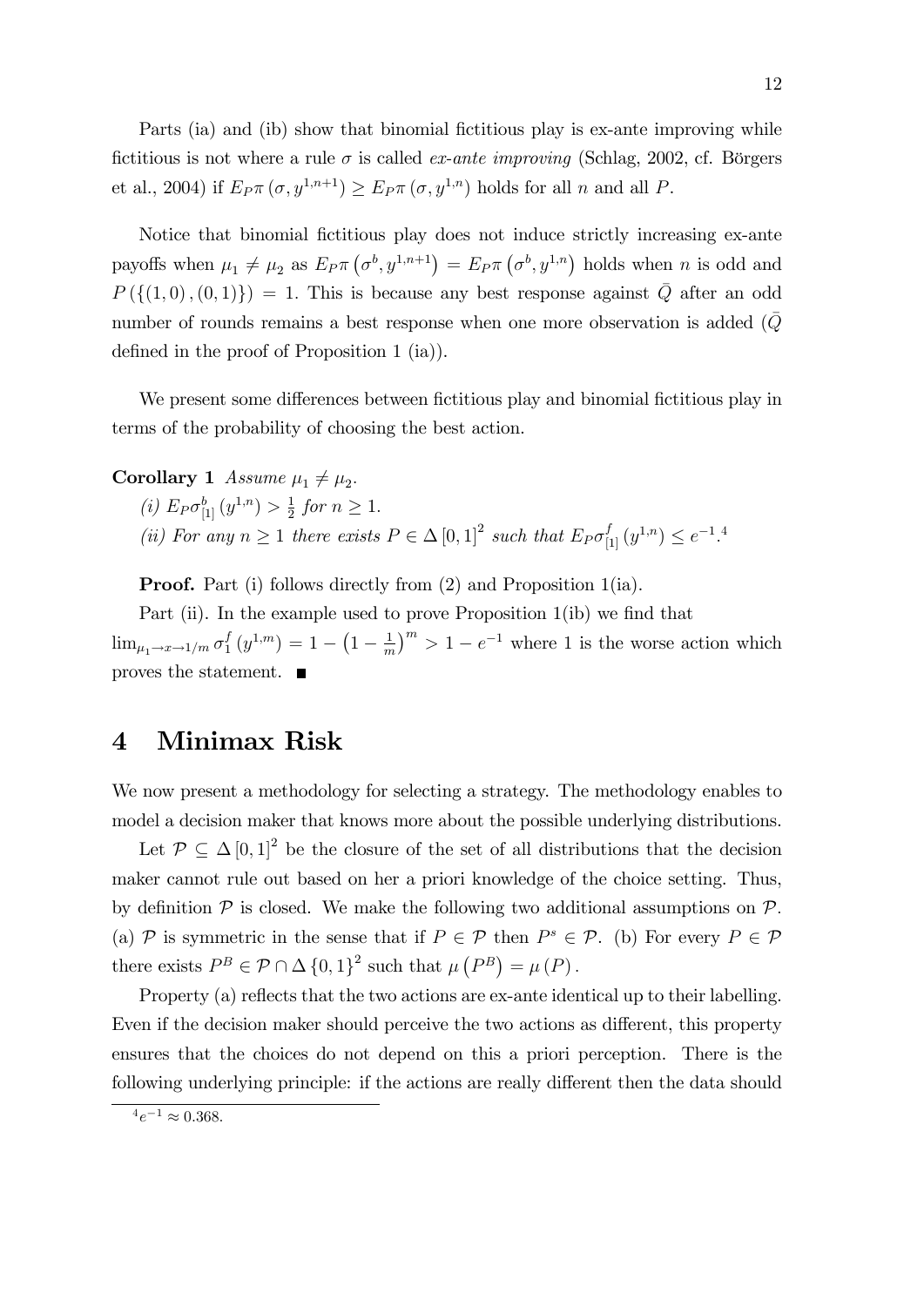Parts (ia) and (ib) show that binomial fictitious play is ex-ante improving while fictitious is not where a rule $\sigma$ is called *ex-ante improving* (Schlag, 2002, cf. Börgers et al., 2004) if $E_P\pi\left(\sigma, y^{1,n+1}\right) \geq E_P\pi\left(\sigma, y^{1,n}\right)$ holds for all $n$ and all $P$.

Notice that binomial fictitious play does not induce strictly increasing ex-ante payoffs when $\mu_1 \neq \mu_2$ as $E_P\pi\left(\sigma^b, y^{1,n+1}\right) = E_P\pi\left(\sigma^b, y^{1,n}\right)$ holds when $n$ is odd and $P\left(\{(1,0),(0,1)\}\right) = 1$. This is because any best response against $\bar{Q}$ after an odd number of rounds remains a best response when one more observation is added ($\bar{Q}$ defined in the proof of Proposition 1 (ia)).

We present some differences between fictitious play and binomial fictitious play in terms of the probability of choosing the best action.

**Corollary 1** *Assume* $\mu_1 \neq \mu_2$.

*(i)* $E_P\sigma^b_{[1]}\left(y^{1,n}\right) > \frac{1}{2}$ *for* $n \geq 1$.

*(ii) For any* $n \geq 1$ *there exists* $P \in \Delta[0,1]^2$ *such that* $E_P\sigma^f_{[1]}\left(y^{1,n}\right) \leq e^{-1}$.[4]

**Proof.** Part (i) follows directly from (2) and Proposition 1(ia).

Part (ii). In the example used to prove Proposition 1(ib) we find that $\lim_{\mu_1 \to x \to 1/m} \sigma^f_1\left(y^{1,m}\right) = 1 - \left(1 - \frac{1}{m}\right)^m > 1 - e^{-1}$ where 1 is the worse action which proves the statement. ∎

# 4 Minimax Risk

We now present a methodology for selecting a strategy. The methodology enables to model a decision maker that knows more about the possible underlying distributions.

Let $\mathcal{P} \subseteq \Delta[0,1]^2$ be the closure of the set of all distributions that the decision maker cannot rule out based on her a priori knowledge of the choice setting. Thus, by definition $\mathcal{P}$ is closed. We make the following two additional assumptions on $\mathcal{P}$. (a) $\mathcal{P}$ is symmetric in the sense that if $P \in \mathcal{P}$ then $P^s \in \mathcal{P}$. (b) For every $P \in \mathcal{P}$ there exists $P^B \in \mathcal{P} \cap \Delta\{0,1\}^2$ such that $\mu\left(P^B\right) = \mu(P)$.

Property (a) reflects that the two actions are ex-ante identical up to their labelling. Even if the decision maker should perceive the two actions as different, this property ensures that the choices do not depend on this a priori perception. There is the following underlying principle: if the actions are really different then the data should

[4] $e^{-1} \approx 0.368$.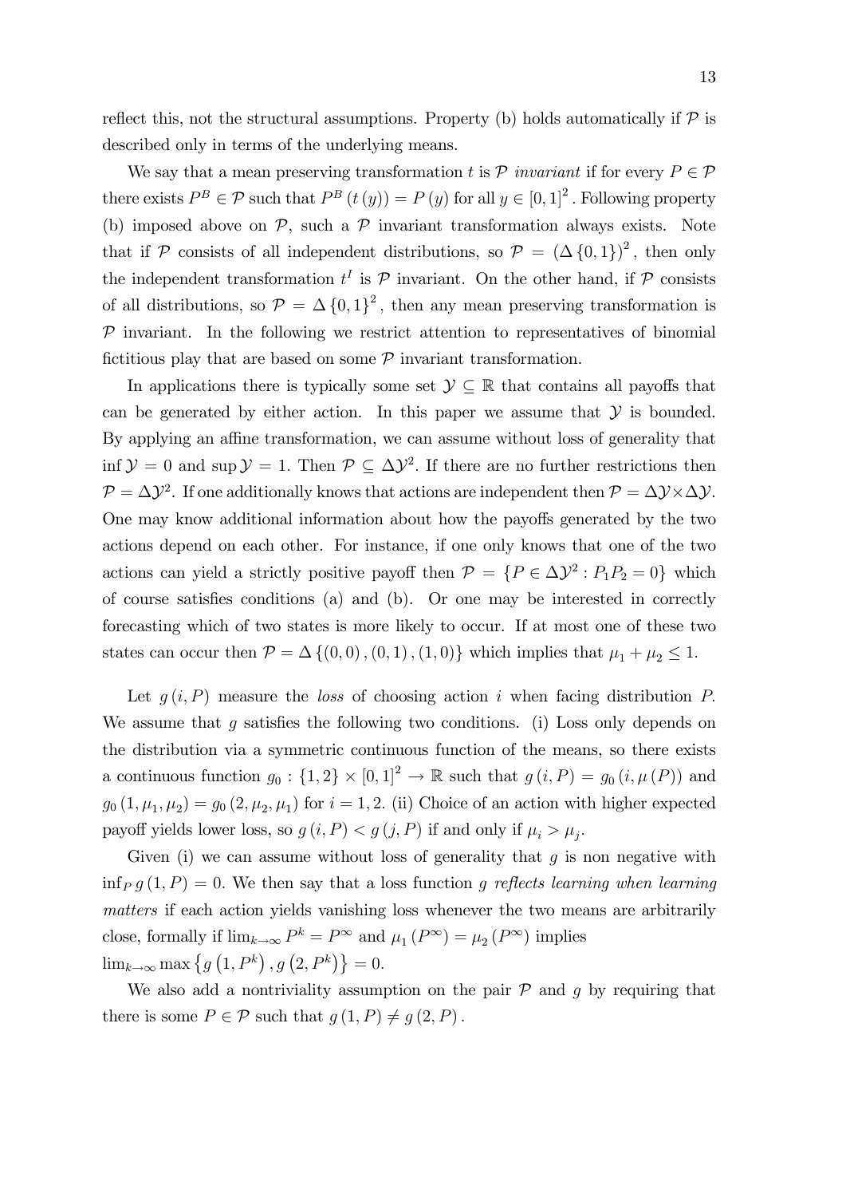reflect this, not the structural assumptions. Property (b) holds automatically if $\mathcal{P}$ is described only in terms of the underlying means.

We say that a mean preserving transformation $t$ is $\mathcal{P}$ *invariant* if for every $P \in \mathcal{P}$ there exists $P^B \in \mathcal{P}$ such that $P^B(t(y)) = P(y)$ for all $y \in [0,1]^2$. Following property (b) imposed above on $\mathcal{P}$, such a $\mathcal{P}$ invariant transformation always exists. Note that if $\mathcal{P}$ consists of all independent distributions, so $\mathcal{P} = (\Delta\{0,1\})^2$, then only the independent transformation $t^I$ is $\mathcal{P}$ invariant. On the other hand, if $\mathcal{P}$ consists of all distributions, so $\mathcal{P} = \Delta\{0,1\}^2$, then any mean preserving transformation is $\mathcal{P}$ invariant. In the following we restrict attention to representatives of binomial fictitious play that are based on some $\mathcal{P}$ invariant transformation.

In applications there is typically some set $\mathcal{Y} \subseteq \mathbb{R}$ that contains all payoffs that can be generated by either action. In this paper we assume that $\mathcal{Y}$ is bounded. By applying an affine transformation, we can assume without loss of generality that $\inf \mathcal{Y} = 0$ and $\sup \mathcal{Y} = 1$. Then $\mathcal{P} \subseteq \Delta\mathcal{Y}^2$. If there are no further restrictions then $\mathcal{P} = \Delta\mathcal{Y}^2$. If one additionally knows that actions are independent then $\mathcal{P} = \Delta\mathcal{Y} \times \Delta\mathcal{Y}$. One may know additional information about how the payoffs generated by the two actions depend on each other. For instance, if one only knows that one of the two actions can yield a strictly positive payoff then $\mathcal{P} = \{P \in \Delta\mathcal{Y}^2 : P_1 P_2 = 0\}$ which of course satisfies conditions (a) and (b). Or one may be interested in correctly forecasting which of two states is more likely to occur. If at most one of these two states can occur then $\mathcal{P} = \Delta\{(0,0),(0,1),(1,0)\}$ which implies that $\mu_1 + \mu_2 \leq 1$.

Let $g(i,P)$ measure the *loss* of choosing action $i$ when facing distribution $P$. We assume that $g$ satisfies the following two conditions. (i) Loss only depends on the distribution via a symmetric continuous function of the means, so there exists a continuous function $g_0 : \{1,2\} \times [0,1]^2 \to \mathbb{R}$ such that $g(i,P) = g_0(i,\mu(P))$ and $g_0(1,\mu_1,\mu_2) = g_0(2,\mu_2,\mu_1)$ for $i = 1,2$. (ii) Choice of an action with higher expected payoff yields lower loss, so $g(i,P) < g(j,P)$ if and only if $\mu_i > \mu_j$.

Given (i) we can assume without loss of generality that $g$ is non negative with $\inf_P g(1,P) = 0$. We then say that a loss function $g$ *reflects learning when learning matters* if each action yields vanishing loss whenever the two means are arbitrarily close, formally if $\lim_{k\to\infty} P^k = P^\infty$ and $\mu_1(P^\infty) = \mu_2(P^\infty)$ implies $\lim_{k\to\infty} \max\{g(1,P^k), g(2,P^k)\} = 0$.

We also add a nontriviality assumption on the pair $\mathcal{P}$ and $g$ by requiring that there is some $P \in \mathcal{P}$ such that $g(1,P) \neq g(2,P)$.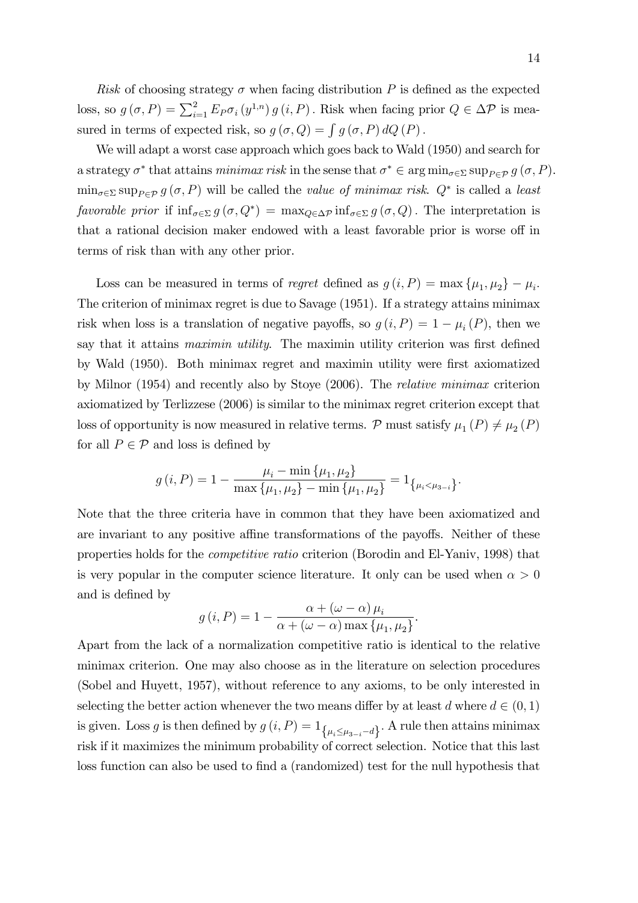*Risk* of choosing strategy $\sigma$ when facing distribution $P$ is defined as the expected loss, so $g(\sigma, P) = \sum_{i=1}^{2} E_P \sigma_i (y^{1,n}) g(i, P)$. Risk when facing prior $Q \in \Delta\mathcal{P}$ is measured in terms of expected risk, so $g(\sigma, Q) = \int g(\sigma, P) dQ(P)$.

We will adapt a worst case approach which goes back to Wald (1950) and search for a strategy $\sigma^*$ that attains *minimax risk* in the sense that $\sigma^* \in \arg\min_{\sigma \in \Sigma} \sup_{P \in \mathcal{P}} g(\sigma, P)$. $\min_{\sigma \in \Sigma} \sup_{P \in \mathcal{P}} g(\sigma, P)$ will be called the *value of minimax risk*. $Q^*$ is called a *least favorable prior* if $\inf_{\sigma \in \Sigma} g(\sigma, Q^*) = \max_{Q \in \Delta\mathcal{P}} \inf_{\sigma \in \Sigma} g(\sigma, Q)$. The interpretation is that a rational decision maker endowed with a least favorable prior is worse off in terms of risk than with any other prior.

Loss can be measured in terms of *regret* defined as $g(i, P) = \max\{\mu_1, \mu_2\} - \mu_i$. The criterion of minimax regret is due to Savage (1951). If a strategy attains minimax risk when loss is a translation of negative payoffs, so $g(i, P) = 1 - \mu_i(P)$, then we say that it attains *maximin utility*. The maximin utility criterion was first defined by Wald (1950). Both minimax regret and maximin utility were first axiomatized by Milnor (1954) and recently also by Stoye (2006). The *relative minimax* criterion axiomatized by Terlizzese (2006) is similar to the minimax regret criterion except that loss of opportunity is now measured in relative terms. $\mathcal{P}$ must satisfy $\mu_1(P) \neq \mu_2(P)$ for all $P \in \mathcal{P}$ and loss is defined by

$$g(i, P) = 1 - \frac{\mu_i - \min\{\mu_1, \mu_2\}}{\max\{\mu_1, \mu_2\} - \min\{\mu_1, \mu_2\}} = 1_{\{\mu_i < \mu_{3-i}\}}.$$

Note that the three criteria have in common that they have been axiomatized and are invariant to any positive affine transformations of the payoffs. Neither of these properties holds for the *competitive ratio* criterion (Borodin and El-Yaniv, 1998) that is very popular in the computer science literature. It only can be used when $\alpha > 0$ and is defined by

$$g(i, P) = 1 - \frac{\alpha + (\omega - \alpha)\mu_i}{\alpha + (\omega - \alpha)\max\{\mu_1, \mu_2\}}.$$

Apart from the lack of a normalization competitive ratio is identical to the relative minimax criterion. One may also choose as in the literature on selection procedures (Sobel and Huyett, 1957), without reference to any axioms, to be only interested in selecting the better action whenever the two means differ by at least $d$ where $d \in (0, 1)$ is given. Loss $g$ is then defined by $g(i, P) = 1_{\{\mu_i \leq \mu_{3-i} - d\}}$. A rule then attains minimax risk if it maximizes the minimum probability of correct selection. Notice that this last loss function can also be used to find a (randomized) test for the null hypothesis that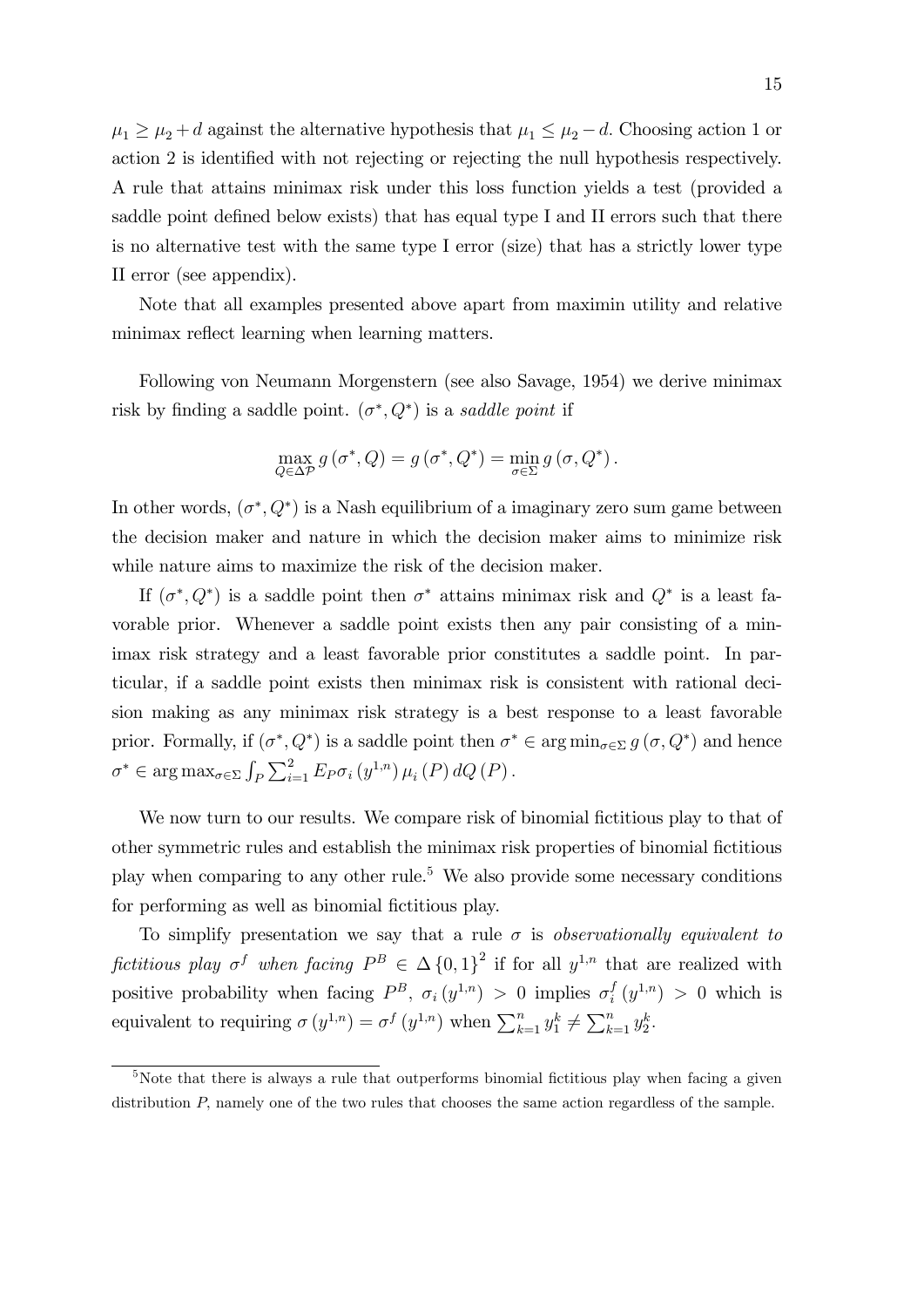$\mu_1 \geq \mu_2 + d$ against the alternative hypothesis that $\mu_1 \leq \mu_2 - d$. Choosing action 1 or action 2 is identified with not rejecting or rejecting the null hypothesis respectively. A rule that attains minimax risk under this loss function yields a test (provided a saddle point defined below exists) that has equal type I and II errors such that there is no alternative test with the same type I error (size) that has a strictly lower type II error (see appendix).

Note that all examples presented above apart from maximin utility and relative minimax reflect learning when learning matters.

Following von Neumann Morgenstern (see also Savage, 1954) we derive minimax risk by finding a saddle point. $(\sigma^*, Q^*)$ is a *saddle point* if

$$\max_{Q \in \Delta \mathcal{P}} g(\sigma^*, Q) = g(\sigma^*, Q^*) = \min_{\sigma \in \Sigma} g(\sigma, Q^*).$$

In other words, $(\sigma^*, Q^*)$ is a Nash equilibrium of a imaginary zero sum game between the decision maker and nature in which the decision maker aims to minimize risk while nature aims to maximize the risk of the decision maker.

If $(\sigma^*, Q^*)$ is a saddle point then $\sigma^*$ attains minimax risk and $Q^*$ is a least favorable prior. Whenever a saddle point exists then any pair consisting of a minimax risk strategy and a least favorable prior constitutes a saddle point. In particular, if a saddle point exists then minimax risk is consistent with rational decision making as any minimax risk strategy is a best response to a least favorable prior. Formally, if $(\sigma^*, Q^*)$ is a saddle point then $\sigma^* \in \arg\min_{\sigma \in \Sigma} g(\sigma, Q^*)$ and hence $\sigma^* \in \arg\max_{\sigma \in \Sigma} \int_P \sum_{i=1}^2 E_P \sigma_i(y^{1,n}) \mu_i(P) \, dQ(P)$.

We now turn to our results. We compare risk of binomial fictitious play to that of other symmetric rules and establish the minimax risk properties of binomial fictitious play when comparing to any other rule.[5] We also provide some necessary conditions for performing as well as binomial fictitious play.

To simplify presentation we say that a rule $\sigma$ is *observationally equivalent to fictitious play* $\sigma^f$ *when facing* $P^B \in \Delta\{0,1\}^2$ if for all $y^{1,n}$ that are realized with positive probability when facing $P^B$, $\sigma_i(y^{1,n}) > 0$ implies $\sigma_i^f(y^{1,n}) > 0$ which is equivalent to requiring $\sigma(y^{1,n}) = \sigma^f(y^{1,n})$ when $\sum_{k=1}^n y_1^k \neq \sum_{k=1}^n y_2^k$.

[5] Note that there is always a rule that outperforms binomial fictitious play when facing a given distribution $P$, namely one of the two rules that chooses the same action regardless of the sample.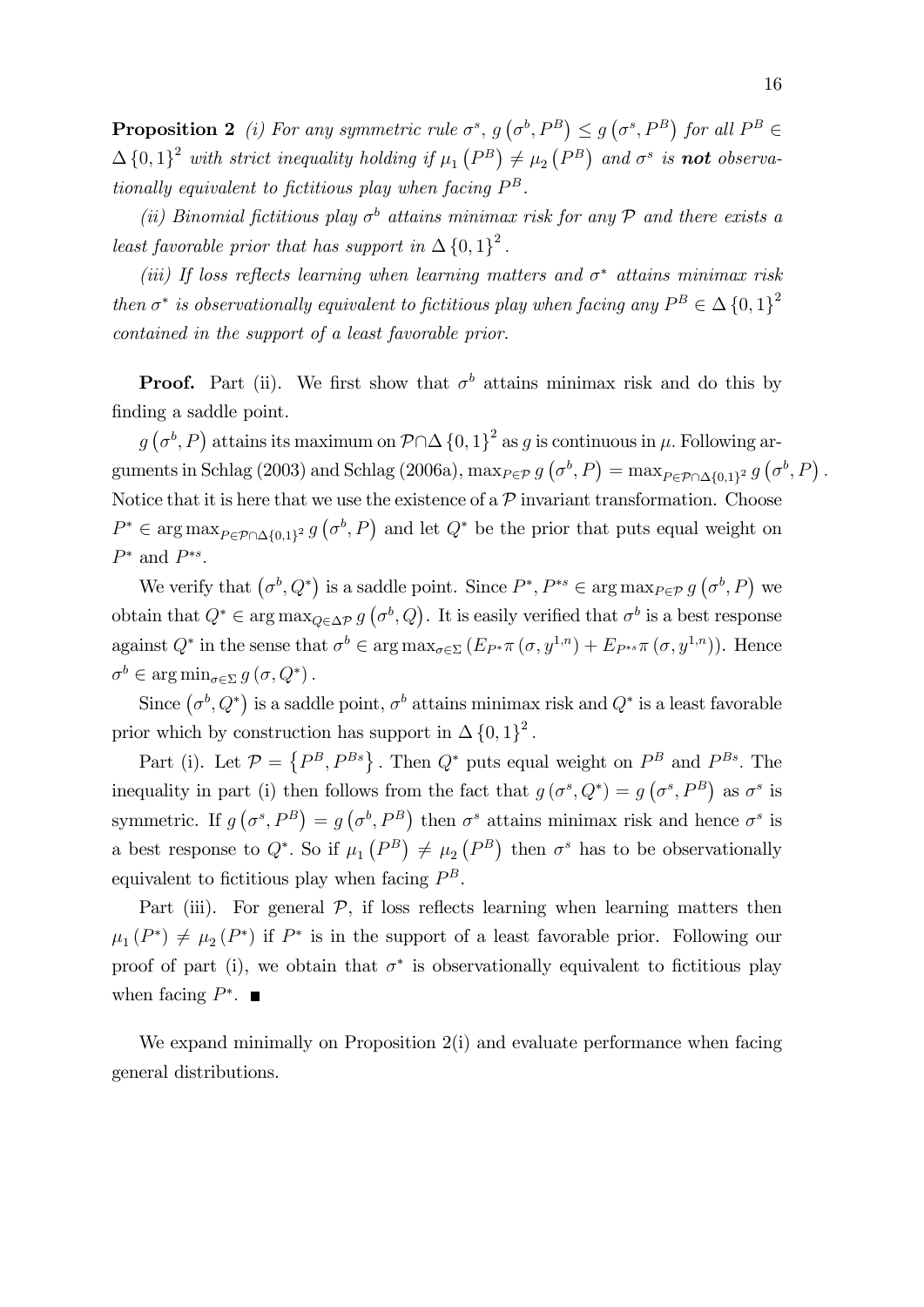**Proposition 2** *(i) For any symmetric rule $\sigma^s$, $g\left(\sigma^b, P^B\right) \leq g\left(\sigma^s, P^B\right)$ for all $P^B \in \Delta\{0,1\}^2$ with strict inequality holding if $\mu_1\left(P^B\right) \neq \mu_2\left(P^B\right)$ and $\sigma^s$ is **not** observationally equivalent to fictitious play when facing $P^B$.*

*(ii) Binomial fictitious play $\sigma^b$ attains minimax risk for any $\mathcal{P}$ and there exists a least favorable prior that has support in $\Delta\{0,1\}^2$.*

*(iii) If loss reflects learning when learning matters and $\sigma^*$ attains minimax risk then $\sigma^*$ is observationally equivalent to fictitious play when facing any $P^B \in \Delta\{0,1\}^2$ contained in the support of a least favorable prior.*

**Proof.** Part (ii). We first show that $\sigma^b$ attains minimax risk and do this by finding a saddle point.

$g\left(\sigma^b, P\right)$ attains its maximum on $\mathcal{P} \cap \Delta\{0,1\}^2$ as $g$ is continuous in $\mu$. Following arguments in Schlag (2003) and Schlag (2006a), $\max_{P \in \mathcal{P}} g\left(\sigma^b, P\right) = \max_{P \in \mathcal{P} \cap \Delta\{0,1\}^2} g\left(\sigma^b, P\right)$. Notice that it is here that we use the existence of a $\mathcal{P}$ invariant transformation. Choose $P^* \in \arg\max_{P \in \mathcal{P} \cap \Delta\{0,1\}^2} g\left(\sigma^b, P\right)$ and let $Q^*$ be the prior that puts equal weight on $P^*$ and $P^{*s}$.

We verify that $\left(\sigma^b, Q^*\right)$ is a saddle point. Since $P^*, P^{*s} \in \arg\max_{P \in \mathcal{P}} g\left(\sigma^b, P\right)$ we obtain that $Q^* \in \arg\max_{Q \in \Delta\mathcal{P}} g\left(\sigma^b, Q\right)$. It is easily verified that $\sigma^b$ is a best response against $Q^*$ in the sense that $\sigma^b \in \arg\max_{\sigma \in \Sigma}\left(E_{P^*}\pi\left(\sigma, y^{1,n}\right) + E_{P^{*s}}\pi\left(\sigma, y^{1,n}\right)\right)$. Hence $\sigma^b \in \arg\min_{\sigma \in \Sigma} g\left(\sigma, Q^*\right)$.

Since $\left(\sigma^b, Q^*\right)$ is a saddle point, $\sigma^b$ attains minimax risk and $Q^*$ is a least favorable prior which by construction has support in $\Delta\{0,1\}^2$.

Part (i). Let $\mathcal{P} = \left\{P^B, P^{Bs}\right\}$. Then $Q^*$ puts equal weight on $P^B$ and $P^{Bs}$. The inequality in part (i) then follows from the fact that $g\left(\sigma^s, Q^*\right) = g\left(\sigma^s, P^B\right)$ as $\sigma^s$ is symmetric. If $g\left(\sigma^s, P^B\right) = g\left(\sigma^b, P^B\right)$ then $\sigma^s$ attains minimax risk and hence $\sigma^s$ is a best response to $Q^*$. So if $\mu_1\left(P^B\right) \neq \mu_2\left(P^B\right)$ then $\sigma^s$ has to be observationally equivalent to fictitious play when facing $P^B$.

Part (iii). For general $\mathcal{P}$, if loss reflects learning when learning matters then $\mu_1\left(P^*\right) \neq \mu_2\left(P^*\right)$ if $P^*$ is in the support of a least favorable prior. Following our proof of part (i), we obtain that $\sigma^*$ is observationally equivalent to fictitious play when facing $P^*$. ■

We expand minimally on Proposition 2(i) and evaluate performance when facing general distributions.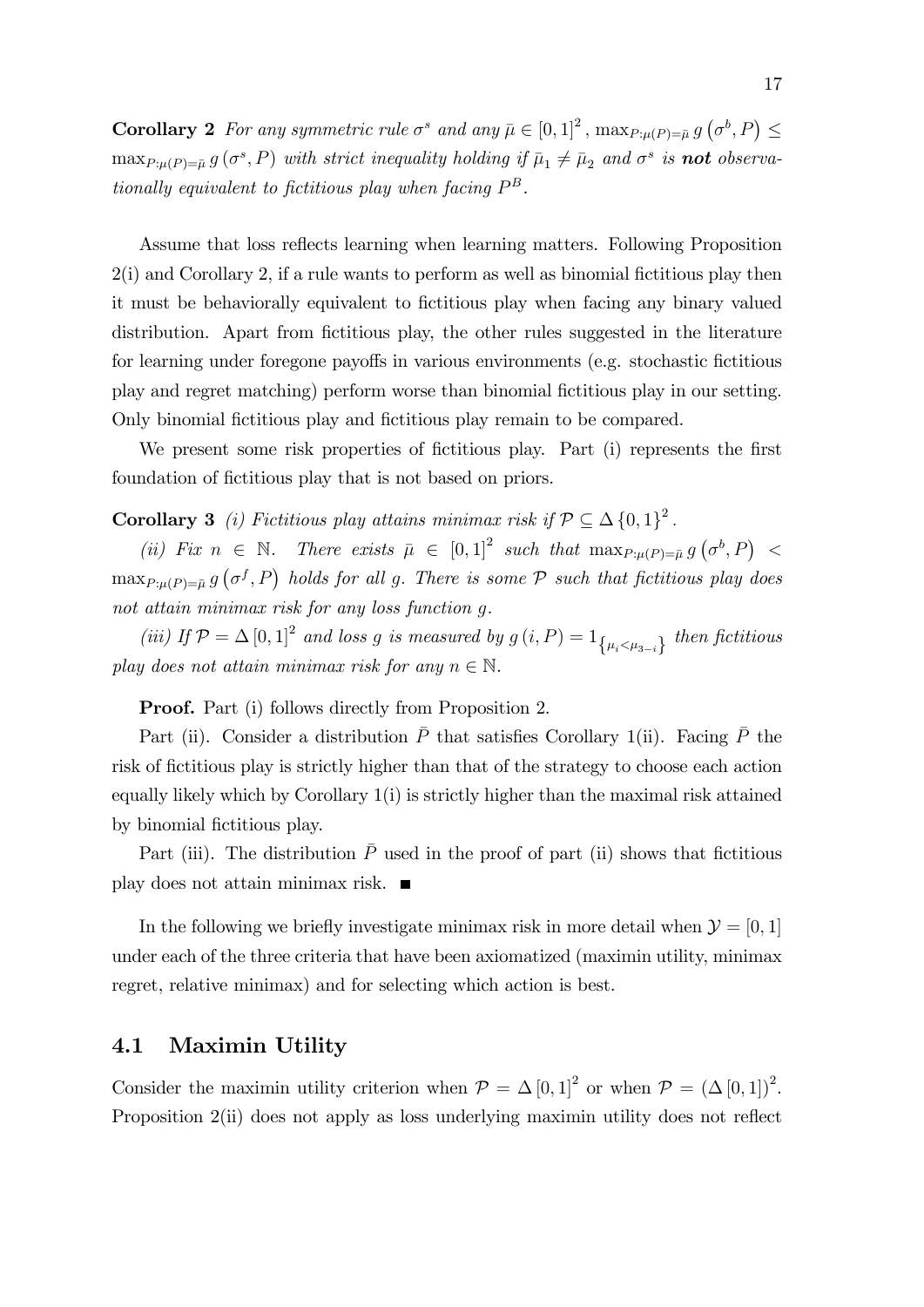**Corollary 2** *For any symmetric rule $\sigma^s$ and any $\bar{\mu} \in [0,1]^2$, $\max_{P:\mu(P)=\bar{\mu}} g(\sigma^b, P) \leq \max_{P:\mu(P)=\bar{\mu}} g(\sigma^s, P)$ with strict inequality holding if $\bar{\mu}_1 \neq \bar{\mu}_2$ and $\sigma^s$ is **not** observationally equivalent to fictitious play when facing $P^B$.*

Assume that loss reflects learning when learning matters. Following Proposition 2(i) and Corollary 2, if a rule wants to perform as well as binomial fictitious play then it must be behaviorally equivalent to fictitious play when facing any binary valued distribution. Apart from fictitious play, the other rules suggested in the literature for learning under foregone payoffs in various environments (e.g. stochastic fictitious play and regret matching) perform worse than binomial fictitious play in our setting. Only binomial fictitious play and fictitious play remain to be compared.

We present some risk properties of fictitious play. Part (i) represents the first foundation of fictitious play that is not based on priors.

**Corollary 3** *(i) Fictitious play attains minimax risk if $\mathcal{P} \subseteq \Delta\{0,1\}^2$.*

*(ii) Fix $n \in \mathbb{N}$. There exists $\bar{\mu} \in [0,1]^2$ such that $\max_{P:\mu(P)=\bar{\mu}} g(\sigma^b, P) < \max_{P:\mu(P)=\bar{\mu}} g(\sigma^f, P)$ holds for all $g$. There is some $\mathcal{P}$ such that fictitious play does not attain minimax risk for any loss function $g$.*

*(iii) If $\mathcal{P} = \Delta[0,1]^2$ and loss $g$ is measured by $g(i,P) = 1_{\{\mu_i < \mu_{3-i}\}}$ then fictitious play does not attain minimax risk for any $n \in \mathbb{N}$.*

**Proof.** Part (i) follows directly from Proposition 2.

Part (ii). Consider a distribution $\bar{P}$ that satisfies Corollary 1(ii). Facing $\bar{P}$ the risk of fictitious play is strictly higher than that of the strategy to choose each action equally likely which by Corollary 1(i) is strictly higher than the maximal risk attained by binomial fictitious play.

Part (iii). The distribution $\bar{P}$ used in the proof of part (ii) shows that fictitious play does not attain minimax risk. ■

In the following we briefly investigate minimax risk in more detail when $\mathcal{Y} = [0,1]$ under each of the three criteria that have been axiomatized (maximin utility, minimax regret, relative minimax) and for selecting which action is best.

## 4.1 Maximin Utility

Consider the maximin utility criterion when $\mathcal{P} = \Delta[0,1]^2$ or when $\mathcal{P} = (\Delta[0,1])^2$. Proposition 2(ii) does not apply as loss underlying maximin utility does not reflect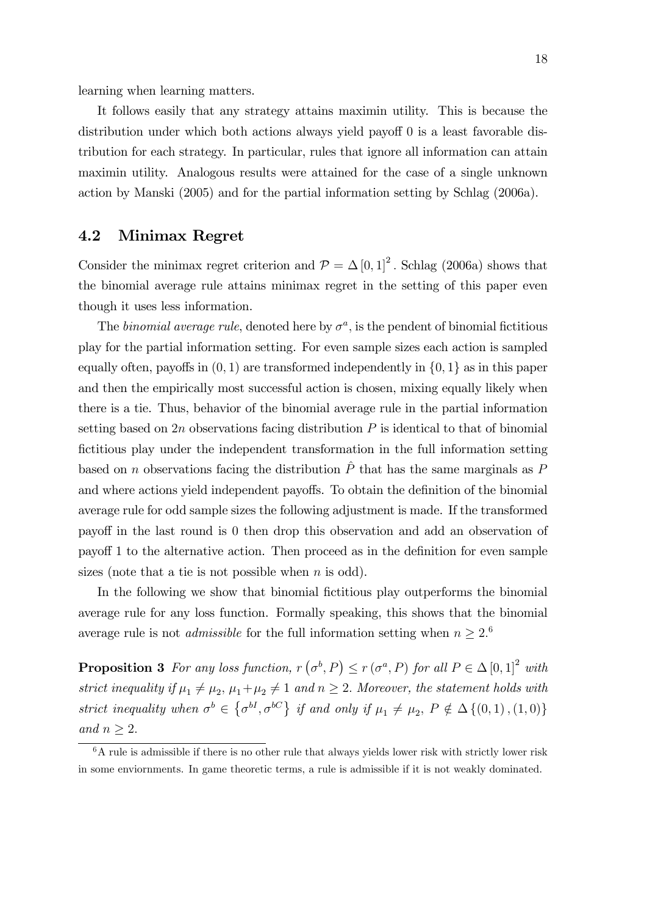learning when learning matters.

It follows easily that any strategy attains maximin utility. This is because the distribution under which both actions always yield payoff 0 is a least favorable distribution for each strategy. In particular, rules that ignore all information can attain maximin utility. Analogous results were attained for the case of a single unknown action by Manski (2005) and for the partial information setting by Schlag (2006a).

## 4.2 Minimax Regret

Consider the minimax regret criterion and $\mathcal{P} = \Delta [0,1]^2$. Schlag (2006a) shows that the binomial average rule attains minimax regret in the setting of this paper even though it uses less information.

The *binomial average rule*, denoted here by $\sigma^a$, is the pendent of binomial fictitious play for the partial information setting. For even sample sizes each action is sampled equally often, payoffs in $(0,1)$ are transformed independently in $\{0,1\}$ as in this paper and then the empirically most successful action is chosen, mixing equally likely when there is a tie. Thus, behavior of the binomial average rule in the partial information setting based on $2n$ observations facing distribution $P$ is identical to that of binomial fictitious play under the independent transformation in the full information setting based on $n$ observations facing the distribution $\hat{P}$ that has the same marginals as $P$ and where actions yield independent payoffs. To obtain the definition of the binomial average rule for odd sample sizes the following adjustment is made. If the transformed payoff in the last round is 0 then drop this observation and add an observation of payoff 1 to the alternative action. Then proceed as in the definition for even sample sizes (note that a tie is not possible when $n$ is odd).

In the following we show that binomial fictitious play outperforms the binomial average rule for any loss function. Formally speaking, this shows that the binomial average rule is not *admissible* for the full information setting when $n \geq 2$.[6]

**Proposition 3** *For any loss function, $r(\sigma^b, P) \leq r(\sigma^a, P)$ for all $P \in \Delta [0,1]^2$ with strict inequality if $\mu_1 \neq \mu_2$, $\mu_1 + \mu_2 \neq 1$ and $n \geq 2$. Moreover, the statement holds with strict inequality when $\sigma^b \in \{\sigma^{bI}, \sigma^{bC}\}$ if and only if $\mu_1 \neq \mu_2$, $P \notin \Delta \{(0,1),(1,0)\}$ and $n \geq 2$.*

[6] A rule is admissible if there is no other rule that always yields lower risk with strictly lower risk in some enviornments. In game theoretic terms, a rule is admissible if it is not weakly dominated.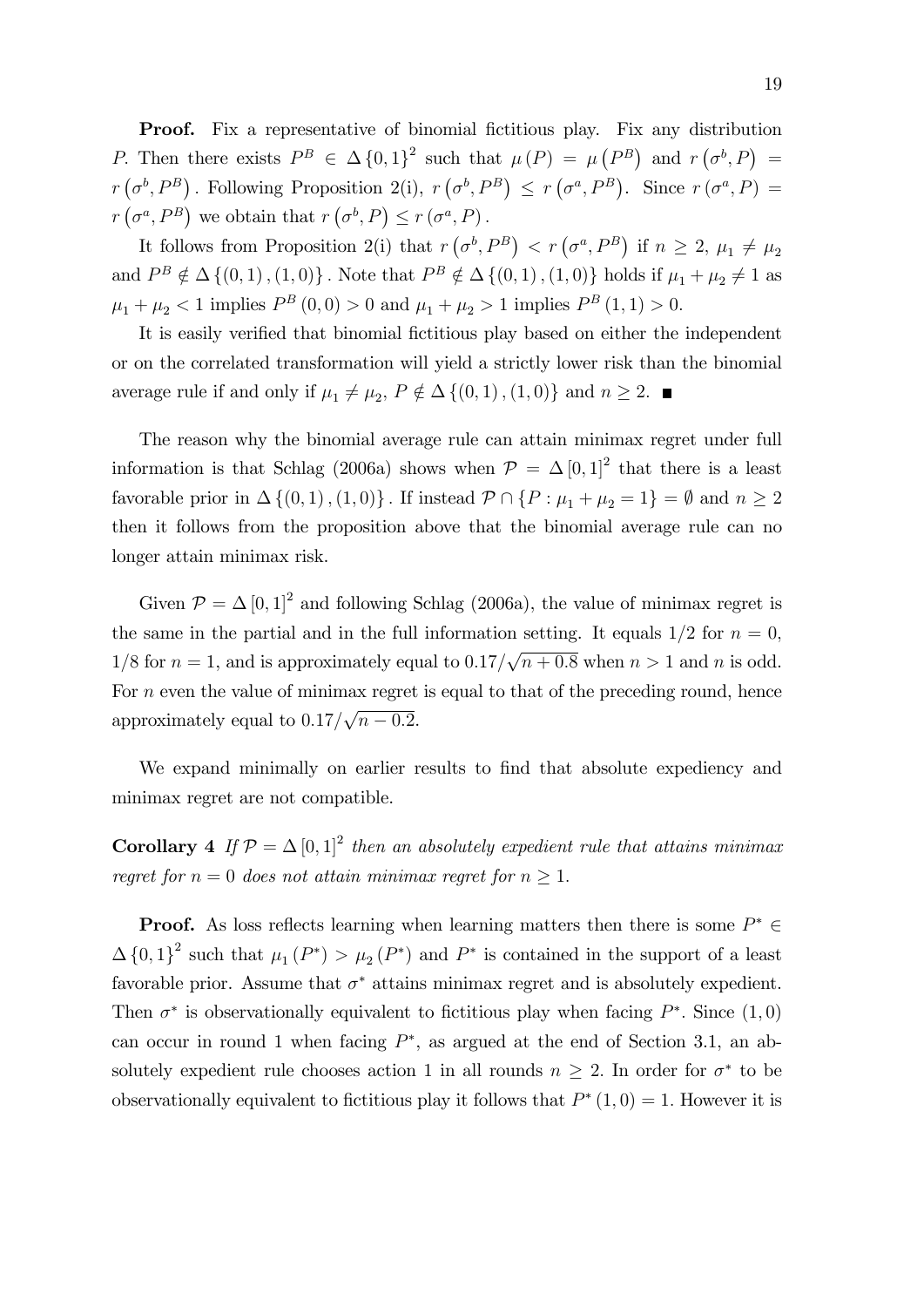**Proof.** Fix a representative of binomial fictitious play. Fix any distribution $P$. Then there exists $P^B \in \Delta\{0,1\}^2$ such that $\mu(P) = \mu(P^B)$ and $r(\sigma^b, P) = r(\sigma^b, P^B)$. Following Proposition 2(i), $r(\sigma^b, P^B) \leq r(\sigma^a, P^B)$. Since $r(\sigma^a, P) = r(\sigma^a, P^B)$ we obtain that $r(\sigma^b, P) \leq r(\sigma^a, P)$.

It follows from Proposition 2(i) that $r(\sigma^b, P^B) < r(\sigma^a, P^B)$ if $n \geq 2$, $\mu_1 \neq \mu_2$ and $P^B \notin \Delta\{(0,1),(1,0)\}$. Note that $P^B \notin \Delta\{(0,1),(1,0)\}$ holds if $\mu_1 + \mu_2 \neq 1$ as $\mu_1 + \mu_2 < 1$ implies $P^B(0,0) > 0$ and $\mu_1 + \mu_2 > 1$ implies $P^B(1,1) > 0$.

It is easily verified that binomial fictitious play based on either the independent or on the correlated transformation will yield a strictly lower risk than the binomial average rule if and only if $\mu_1 \neq \mu_2$, $P \notin \Delta\{(0,1),(1,0)\}$ and $n \geq 2$. ■

The reason why the binomial average rule can attain minimax regret under full information is that Schlag (2006a) shows when $\mathcal{P} = \Delta[0,1]^2$ that there is a least favorable prior in $\Delta\{(0,1),(1,0)\}$. If instead $\mathcal{P} \cap \{P : \mu_1 + \mu_2 = 1\} = \emptyset$ and $n \geq 2$ then it follows from the proposition above that the binomial average rule can no longer attain minimax risk.

Given $\mathcal{P} = \Delta[0,1]^2$ and following Schlag (2006a), the value of minimax regret is the same in the partial and in the full information setting. It equals $1/2$ for $n = 0$, $1/8$ for $n = 1$, and is approximately equal to $0.17/\sqrt{n+0.8}$ when $n > 1$ and $n$ is odd. For $n$ even the value of minimax regret is equal to that of the preceding round, hence approximately equal to $0.17/\sqrt{n-0.2}$.

We expand minimally on earlier results to find that absolute expediency and minimax regret are not compatible.

**Corollary 4** *If $\mathcal{P} = \Delta[0,1]^2$ then an absolutely expedient rule that attains minimax regret for $n = 0$ does not attain minimax regret for $n \geq 1$.*

**Proof.** As loss reflects learning when learning matters then there is some $P^* \in \Delta\{0,1\}^2$ such that $\mu_1(P^*) > \mu_2(P^*)$ and $P^*$ is contained in the support of a least favorable prior. Assume that $\sigma^*$ attains minimax regret and is absolutely expedient. Then $\sigma^*$ is observationally equivalent to fictitious play when facing $P^*$. Since $(1,0)$ can occur in round 1 when facing $P^*$, as argued at the end of Section 3.1, an absolutely expedient rule chooses action 1 in all rounds $n \geq 2$. In order for $\sigma^*$ to be observationally equivalent to fictitious play it follows that $P^*(1,0) = 1$. However it is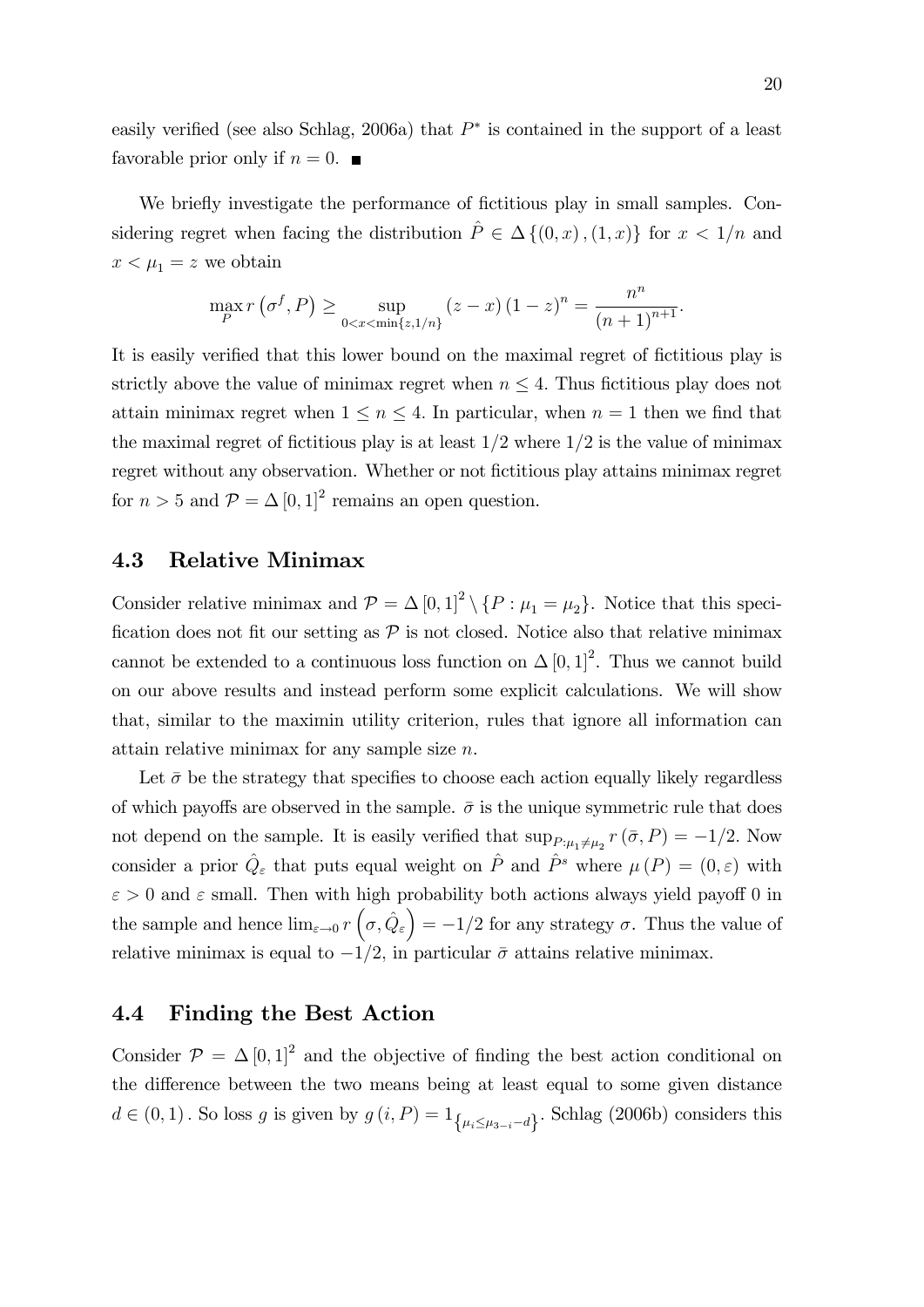easily verified (see also Schlag, 2006a) that $P^*$ is contained in the support of a least favorable prior only if $n = 0$. ■

We briefly investigate the performance of fictitious play in small samples. Considering regret when facing the distribution $\hat{P} \in \Delta\{(0,x),(1,x)\}$ for $x < 1/n$ and $x < \mu_1 = z$ we obtain

$$\max_P r\left(\sigma^f, P\right) \geq \sup_{0<x<\min\{z,1/n\}} (z-x)(1-z)^n = \frac{n^n}{(n+1)^{n+1}}.$$

It is easily verified that this lower bound on the maximal regret of fictitious play is strictly above the value of minimax regret when $n \leq 4$. Thus fictitious play does not attain minimax regret when $1 \leq n \leq 4$. In particular, when $n = 1$ then we find that the maximal regret of fictitious play is at least $1/2$ where $1/2$ is the value of minimax regret without any observation. Whether or not fictitious play attains minimax regret for $n > 5$ and $\mathcal{P} = \Delta[0,1]^2$ remains an open question.

## 4.3 Relative Minimax

Consider relative minimax and $\mathcal{P} = \Delta[0,1]^2 \setminus \{P : \mu_1 = \mu_2\}$. Notice that this specification does not fit our setting as $\mathcal{P}$ is not closed. Notice also that relative minimax cannot be extended to a continuous loss function on $\Delta[0,1]^2$. Thus we cannot build on our above results and instead perform some explicit calculations. We will show that, similar to the maximin utility criterion, rules that ignore all information can attain relative minimax for any sample size $n$.

Let $\bar{\sigma}$ be the strategy that specifies to choose each action equally likely regardless of which payoffs are observed in the sample. $\bar{\sigma}$ is the unique symmetric rule that does not depend on the sample. It is easily verified that $\sup_{P:\mu_1 \neq \mu_2} r(\bar{\sigma}, P) = -1/2$. Now consider a prior $\hat{Q}_\varepsilon$ that puts equal weight on $\hat{P}$ and $\hat{P}^s$ where $\mu(P) = (0, \varepsilon)$ with $\varepsilon > 0$ and $\varepsilon$ small. Then with high probability both actions always yield payoff 0 in the sample and hence $\lim_{\varepsilon \to 0} r\left(\sigma, \hat{Q}_\varepsilon\right) = -1/2$ for any strategy $\sigma$. Thus the value of relative minimax is equal to $-1/2$, in particular $\bar{\sigma}$ attains relative minimax.

## 4.4 Finding the Best Action

Consider $\mathcal{P} = \Delta[0,1]^2$ and the objective of finding the best action conditional on the difference between the two means being at least equal to some given distance $d \in (0,1)$. So loss $g$ is given by $g(i,P) = 1_{\{\mu_i \leq \mu_{3-i} - d\}}$. Schlag (2006b) considers this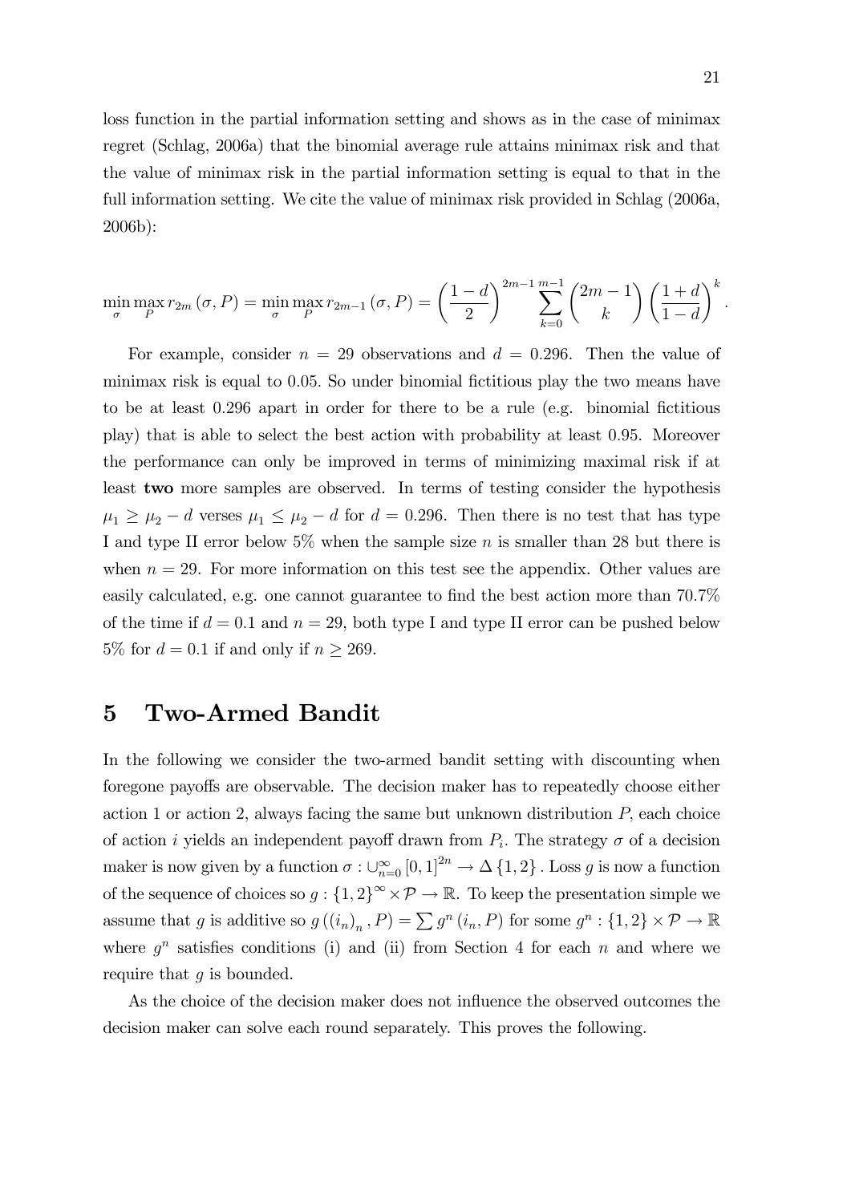loss function in the partial information setting and shows as in the case of minimax regret (Schlag, 2006a) that the binomial average rule attains minimax risk and that the value of minimax risk in the partial information setting is equal to that in the full information setting. We cite the value of minimax risk provided in Schlag (2006a, 2006b):

$$\min_{\sigma} \max_{P} r_{2m}(\sigma, P) = \min_{\sigma} \max_{P} r_{2m-1}(\sigma, P) = \left(\frac{1-d}{2}\right)^{2m-1} \sum_{k=0}^{m-1} \binom{2m-1}{k} \left(\frac{1+d}{1-d}\right)^{k}.$$

For example, consider $n = 29$ observations and $d = 0.296$. Then the value of minimax risk is equal to 0.05. So under binomial fictitious play the two means have to be at least 0.296 apart in order for there to be a rule (e.g. binomial fictitious play) that is able to select the best action with probability at least 0.95. Moreover the performance can only be improved in terms of minimizing maximal risk if at least **two** more samples are observed. In terms of testing consider the hypothesis $\mu_1 \geq \mu_2 - d$ verses $\mu_1 \leq \mu_2 - d$ for $d = 0.296$. Then there is no test that has type I and type II error below 5% when the sample size $n$ is smaller than 28 but there is when $n = 29$. For more information on this test see the appendix. Other values are easily calculated, e.g. one cannot guarantee to find the best action more than 70.7% of the time if $d = 0.1$ and $n = 29$, both type I and type II error can be pushed below 5% for $d = 0.1$ if and only if $n \geq 269$.

# 5 Two-Armed Bandit

In the following we consider the two-armed bandit setting with discounting when foregone payoffs are observable. The decision maker has to repeatedly choose either action 1 or action 2, always facing the same but unknown distribution $P$, each choice of action $i$ yields an independent payoff drawn from $P_i$. The strategy $\sigma$ of a decision maker is now given by a function $\sigma : \cup_{n=0}^{\infty} [0,1]^{2n} \rightarrow \Delta\{1,2\}$. Loss $g$ is now a function of the sequence of choices so $g : \{1,2\}^{\infty} \times \mathcal{P} \rightarrow \mathbb{R}$. To keep the presentation simple we assume that $g$ is additive so $g\left((i_n)_n, P\right) = \sum g^n(i_n, P)$ for some $g^n : \{1,2\} \times \mathcal{P} \rightarrow \mathbb{R}$ where $g^n$ satisfies conditions (i) and (ii) from Section 4 for each $n$ and where we require that $g$ is bounded.

As the choice of the decision maker does not influence the observed outcomes the decision maker can solve each round separately. This proves the following.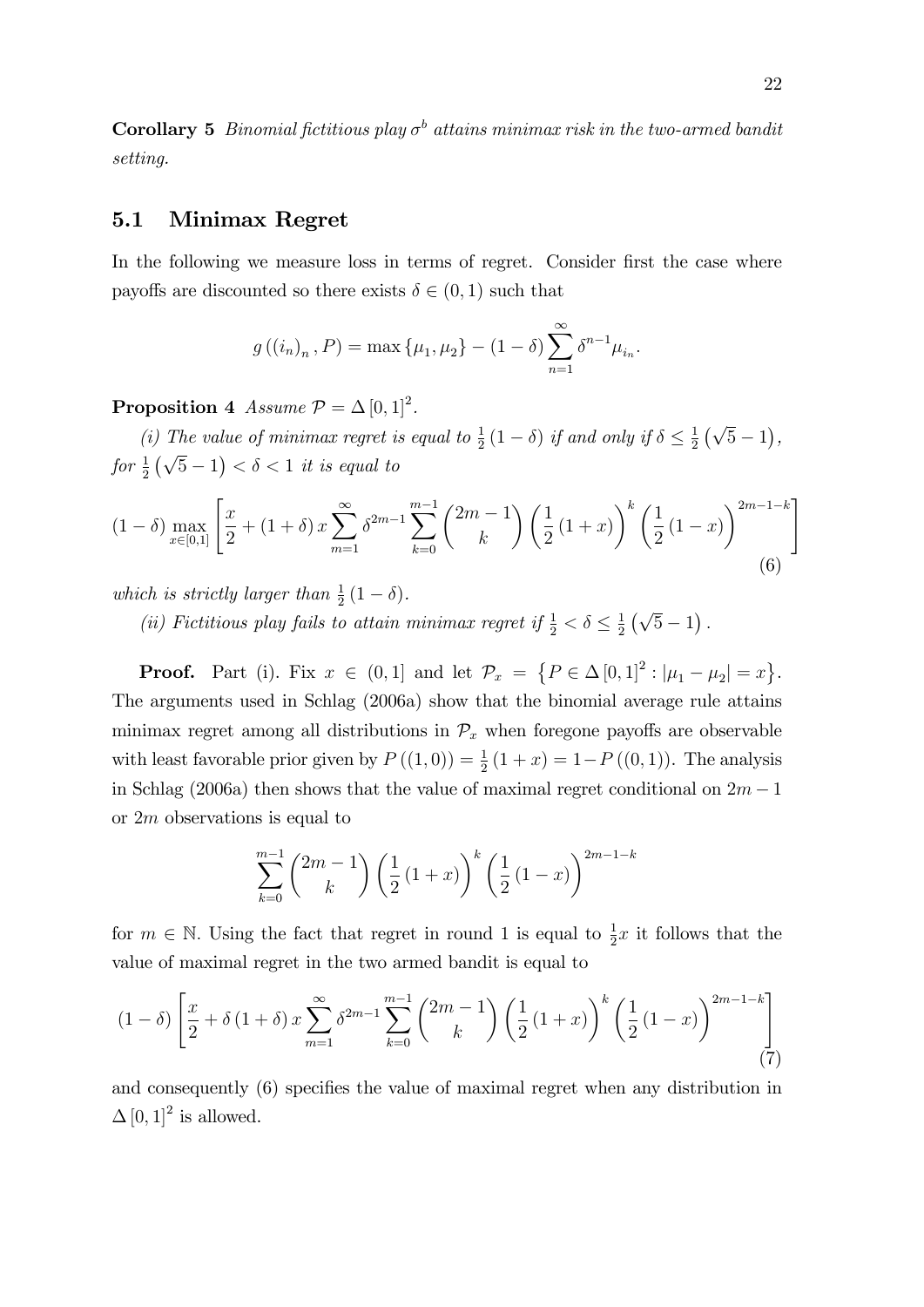**Corollary 5** *Binomial fictitious play $\sigma^b$ attains minimax risk in the two-armed bandit setting.*

## 5.1 Minimax Regret

In the following we measure loss in terms of regret. Consider first the case where payoffs are discounted so there exists $\delta \in (0,1)$ such that

$$g\left((i_n)_n, P\right) = \max\{\mu_1, \mu_2\} - (1-\delta)\sum_{n=1}^{\infty} \delta^{n-1} \mu_{i_n}.$$

**Proposition 4** *Assume $\mathcal{P} = \Delta[0,1]^2$.*

*(i) The value of minimax regret is equal to $\frac{1}{2}(1-\delta)$ if and only if $\delta \leq \frac{1}{2}\left(\sqrt{5}-1\right)$, for $\frac{1}{2}\left(\sqrt{5}-1\right) < \delta < 1$ it is equal to*

$$(1-\delta)\max_{x\in[0,1]}\left[\frac{x}{2} + (1+\delta)\,x\sum_{m=1}^{\infty}\delta^{2m-1}\sum_{k=0}^{m-1}\binom{2m-1}{k}\left(\frac{1}{2}(1+x)\right)^{k}\left(\frac{1}{2}(1-x)\right)^{2m-1-k}\right] \tag{6}$$

*which is strictly larger than $\frac{1}{2}(1-\delta)$.*

*(ii) Fictitious play fails to attain minimax regret if $\frac{1}{2} < \delta \leq \frac{1}{2}\left(\sqrt{5}-1\right)$.*

**Proof.** Part (i). Fix $x \in (0,1]$ and let $\mathcal{P}_x = \left\{P \in \Delta[0,1]^2 : |\mu_1 - \mu_2| = x\right\}$. The arguments used in Schlag (2006a) show that the binomial average rule attains minimax regret among all distributions in $\mathcal{P}_x$ when foregone payoffs are observable with least favorable prior given by $P((1,0)) = \frac{1}{2}(1+x) = 1 - P((0,1))$. The analysis in Schlag (2006a) then shows that the value of maximal regret conditional on $2m-1$ or $2m$ observations is equal to

$$\sum_{k=0}^{m-1}\binom{2m-1}{k}\left(\frac{1}{2}(1+x)\right)^{k}\left(\frac{1}{2}(1-x)\right)^{2m-1-k}$$

for $m \in \mathbb{N}$. Using the fact that regret in round 1 is equal to $\frac{1}{2}x$ it follows that the value of maximal regret in the two armed bandit is equal to

$$(1-\delta)\left[\frac{x}{2} + \delta(1+\delta)\,x\sum_{m=1}^{\infty}\delta^{2m-1}\sum_{k=0}^{m-1}\binom{2m-1}{k}\left(\frac{1}{2}(1+x)\right)^{k}\left(\frac{1}{2}(1-x)\right)^{2m-1-k}\right] \tag{7}$$

and consequently (6) specifies the value of maximal regret when any distribution in $\Delta[0,1]^2$ is allowed.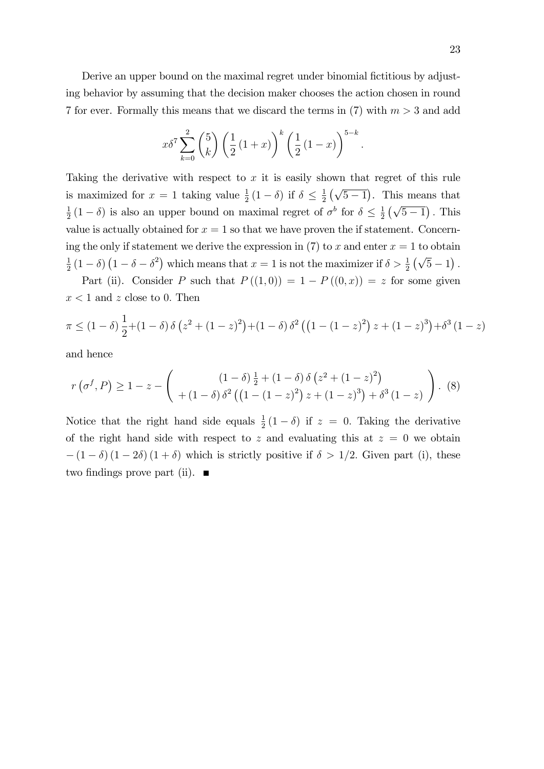Derive an upper bound on the maximal regret under binomial fictitious by adjusting behavior by assuming that the decision maker chooses the action chosen in round 7 for ever. Formally this means that we discard the terms in (7) with $m > 3$ and add

$$x\delta^7 \sum_{k=0}^{2} \binom{5}{k} \left(\frac{1}{2}(1+x)\right)^k \left(\frac{1}{2}(1-x)\right)^{5-k}.$$

Taking the derivative with respect to $x$ it is easily shown that regret of this rule is maximized for $x = 1$ taking value $\frac{1}{2}(1-\delta)$ if $\delta \leq \frac{1}{2}\left(\sqrt{5-1}\right)$. This means that $\frac{1}{2}(1-\delta)$ is also an upper bound on maximal regret of $\sigma^b$ for $\delta \leq \frac{1}{2}\left(\sqrt{5-1}\right)$. This value is actually obtained for $x = 1$ so that we have proven the if statement. Concerning the only if statement we derive the expression in (7) to $x$ and enter $x = 1$ to obtain $\frac{1}{2}(1-\delta)\left(1-\delta-\delta^2\right)$ which means that $x = 1$ is not the maximizer if $\delta > \frac{1}{2}\left(\sqrt{5}-1\right)$.

Part (ii). Consider $P$ such that $P((1,0)) = 1 - P((0,x)) = z$ for some given $x < 1$ and $z$ close to 0. Then

$$\pi \leq (1-\delta)\frac{1}{2} + (1-\delta)\delta\left(z^2 + (1-z)^2\right) + (1-\delta)\delta^2\left(\left(1-(1-z)^2\right)z + (1-z)^3\right) + \delta^3(1-z)$$

and hence

$$r\left(\sigma^f, P\right) \geq 1 - z - \left(\begin{array}{c} (1-\delta)\frac{1}{2} + (1-\delta)\delta\left(z^2 + (1-z)^2\right) \\ +(1-\delta)\delta^2\left(\left(1-(1-z)^2\right)z + (1-z)^3\right) + \delta^3(1-z) \end{array}\right). \quad (8)$$

Notice that the right hand side equals $\frac{1}{2}(1-\delta)$ if $z = 0$. Taking the derivative of the right hand side with respect to $z$ and evaluating this at $z = 0$ we obtain $-(1-\delta)(1-2\delta)(1+\delta)$ which is strictly positive if $\delta > 1/2$. Given part (i), these two findings prove part (ii). ■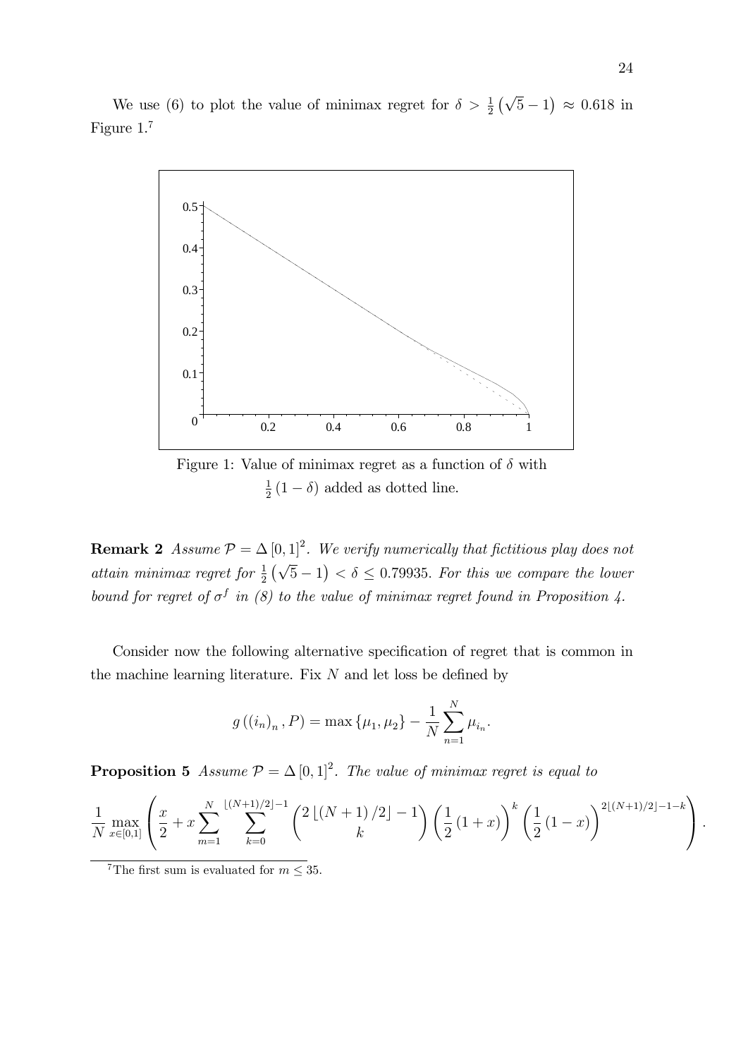We use (6) to plot the value of minimax regret for $\delta > \frac{1}{2}\left(\sqrt{5}-1\right) \approx 0.618$ in Figure 1.[7]

Figure 1: Value of minimax regret as a function of $\delta$ with $\frac{1}{2}(1-\delta)$ added as dotted line.

**Remark 2** *Assume $\mathcal{P} = \Delta[0,1]^2$. We verify numerically that fictitious play does not attain minimax regret for $\frac{1}{2}\left(\sqrt{5}-1\right) < \delta \leq 0.79935$. For this we compare the lower bound for regret of $\sigma^f$ in (8) to the value of minimax regret found in Proposition 4.*

Consider now the following alternative specification of regret that is common in the machine learning literature. Fix $N$ and let loss be defined by

$$g\left((i_n)_n, P\right) = \max\{\mu_1, \mu_2\} - \frac{1}{N}\sum_{n=1}^{N}\mu_{i_n}.$$

**Proposition 5** *Assume $\mathcal{P} = \Delta[0,1]^2$. The value of minimax regret is equal to*

$$\frac{1}{N}\max_{x\in[0,1]}\left(\frac{x}{2} + x\sum_{m=1}^{N}\sum_{k=0}^{\lfloor (N+1)/2\rfloor -1}\binom{2\lfloor (N+1)/2\rfloor - 1}{k}\left(\frac{1}{2}(1+x)\right)^{k}\left(\frac{1}{2}(1-x)\right)^{2\lfloor (N+1)/2\rfloor - 1 - k}\right).$$

[7] The first sum is evaluated for $m \leq 35$.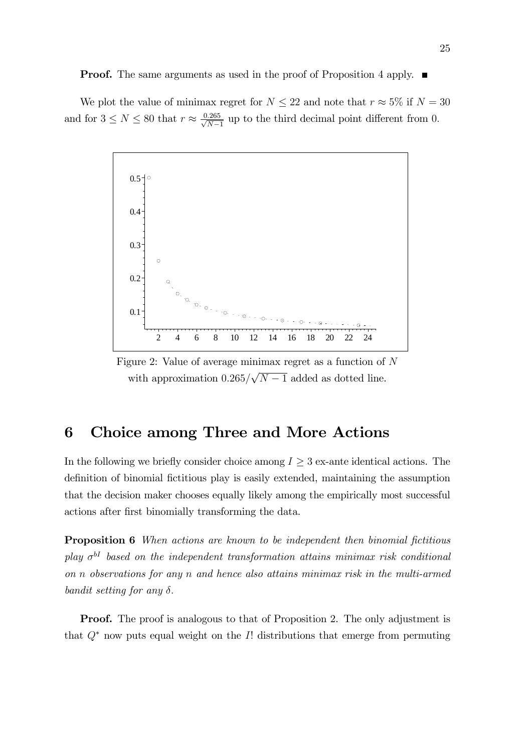**Proof.** The same arguments as used in the proof of Proposition 4 apply. ■

We plot the value of minimax regret for $N \leq 22$ and note that $r \approx 5\%$ if $N = 30$ and for $3 \leq N \leq 80$ that $r \approx \frac{0.265}{\sqrt{N-1}}$ up to the third decimal point different from 0.

Figure 2: Value of average minimax regret as a function of $N$ with approximation $0.265/\sqrt{N-1}$ added as dotted line.

# 6 Choice among Three and More Actions

In the following we briefly consider choice among $I \geq 3$ ex-ante identical actions. The definition of binomial fictitious play is easily extended, maintaining the assumption that the decision maker chooses equally likely among the empirically most successful actions after first binomially transforming the data.

**Proposition 6** *When actions are known to be independent then binomial fictitious play $\sigma^{bI}$ based on the independent transformation attains minimax risk conditional on $n$ observations for any $n$ and hence also attains minimax risk in the multi-armed bandit setting for any $\delta$.*

**Proof.** The proof is analogous to that of Proposition 2. The only adjustment is that $Q^*$ now puts equal weight on the $I!$ distributions that emerge from permuting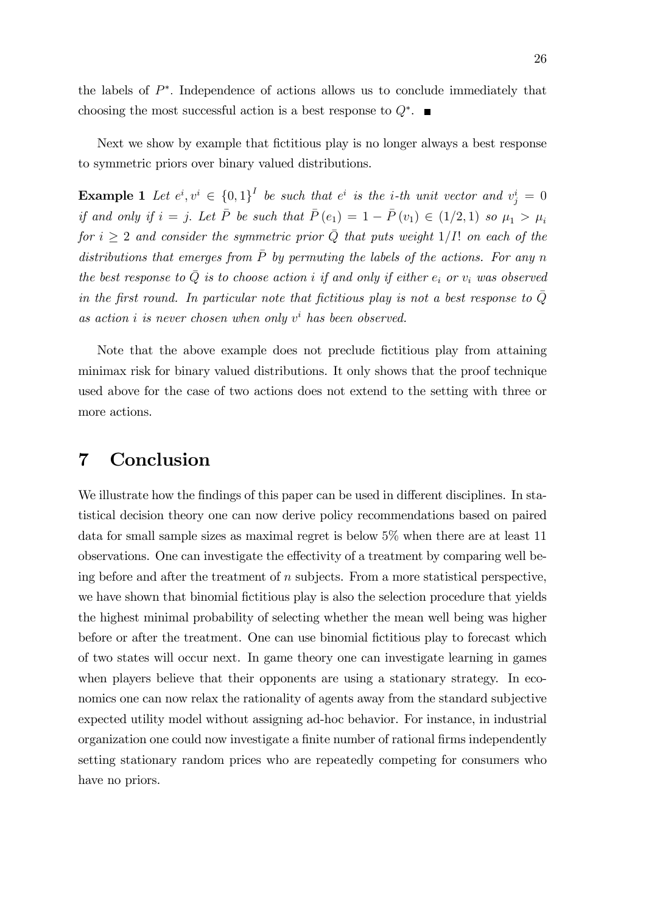the labels of $P^*$. Independence of actions allows us to conclude immediately that choosing the most successful action is a best response to $Q^*$. ■

Next we show by example that fictitious play is no longer always a best response to symmetric priors over binary valued distributions.

**Example 1** *Let $e^i, v^i \in \{0,1\}^I$ be such that $e^i$ is the $i$-th unit vector and $v^i_j = 0$ if and only if $i = j$. Let $\bar{P}$ be such that $\bar{P}(e_1) = 1 - \bar{P}(v_1) \in (1/2, 1)$ so $\mu_1 > \mu_i$ for $i \geq 2$ and consider the symmetric prior $\bar{Q}$ that puts weight $1/I!$ on each of the distributions that emerges from $\bar{P}$ by permuting the labels of the actions. For any $n$ the best response to $\bar{Q}$ is to choose action $i$ if and only if either $e_i$ or $v_i$ was observed in the first round. In particular note that fictitious play is not a best response to $\bar{Q}$ as action $i$ is never chosen when only $v^i$ has been observed.*

Note that the above example does not preclude fictitious play from attaining minimax risk for binary valued distributions. It only shows that the proof technique used above for the case of two actions does not extend to the setting with three or more actions.

# 7 Conclusion

We illustrate how the findings of this paper can be used in different disciplines. In statistical decision theory one can now derive policy recommendations based on paired data for small sample sizes as maximal regret is below 5% when there are at least 11 observations. One can investigate the effectivity of a treatment by comparing well being before and after the treatment of $n$ subjects. From a more statistical perspective, we have shown that binomial fictitious play is also the selection procedure that yields the highest minimal probability of selecting whether the mean well being was higher before or after the treatment. One can use binomial fictitious play to forecast which of two states will occur next. In game theory one can investigate learning in games when players believe that their opponents are using a stationary strategy. In economics one can now relax the rationality of agents away from the standard subjective expected utility model without assigning ad-hoc behavior. For instance, in industrial organization one could now investigate a finite number of rational firms independently setting stationary random prices who are repeatedly competing for consumers who have no priors.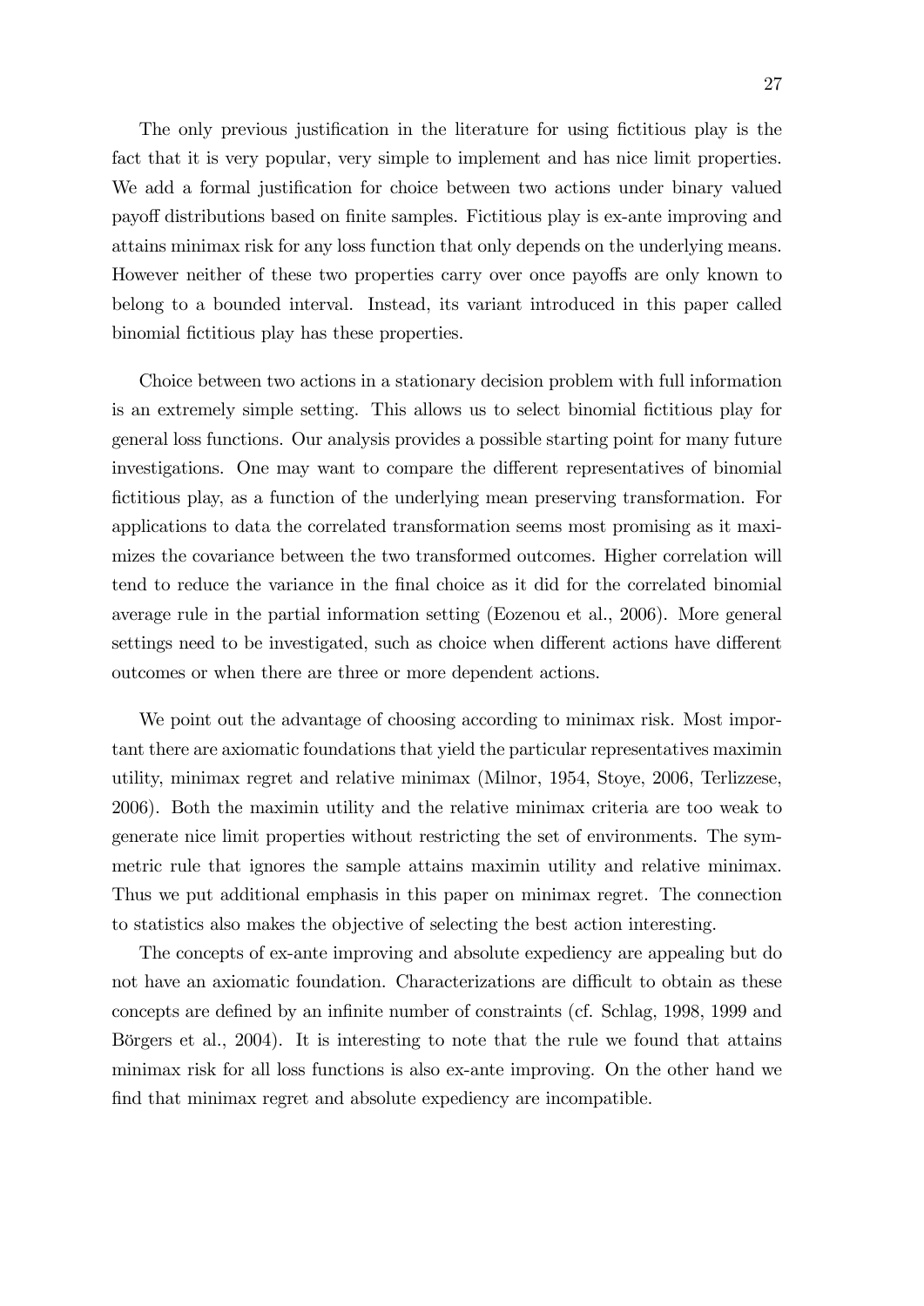The only previous justification in the literature for using fictitious play is the fact that it is very popular, very simple to implement and has nice limit properties. We add a formal justification for choice between two actions under binary valued payoff distributions based on finite samples. Fictitious play is ex-ante improving and attains minimax risk for any loss function that only depends on the underlying means. However neither of these two properties carry over once payoffs are only known to belong to a bounded interval. Instead, its variant introduced in this paper called binomial fictitious play has these properties.

Choice between two actions in a stationary decision problem with full information is an extremely simple setting. This allows us to select binomial fictitious play for general loss functions. Our analysis provides a possible starting point for many future investigations. One may want to compare the different representatives of binomial fictitious play, as a function of the underlying mean preserving transformation. For applications to data the correlated transformation seems most promising as it maximizes the covariance between the two transformed outcomes. Higher correlation will tend to reduce the variance in the final choice as it did for the correlated binomial average rule in the partial information setting (Eozenou et al., 2006). More general settings need to be investigated, such as choice when different actions have different outcomes or when there are three or more dependent actions.

We point out the advantage of choosing according to minimax risk. Most important there are axiomatic foundations that yield the particular representatives maximin utility, minimax regret and relative minimax (Milnor, 1954, Stoye, 2006, Terlizzese, 2006). Both the maximin utility and the relative minimax criteria are too weak to generate nice limit properties without restricting the set of environments. The symmetric rule that ignores the sample attains maximin utility and relative minimax. Thus we put additional emphasis in this paper on minimax regret. The connection to statistics also makes the objective of selecting the best action interesting.

The concepts of ex-ante improving and absolute expediency are appealing but do not have an axiomatic foundation. Characterizations are difficult to obtain as these concepts are defined by an infinite number of constraints (cf. Schlag, 1998, 1999 and Börgers et al., 2004). It is interesting to note that the rule we found that attains minimax risk for all loss functions is also ex-ante improving. On the other hand we find that minimax regret and absolute expediency are incompatible.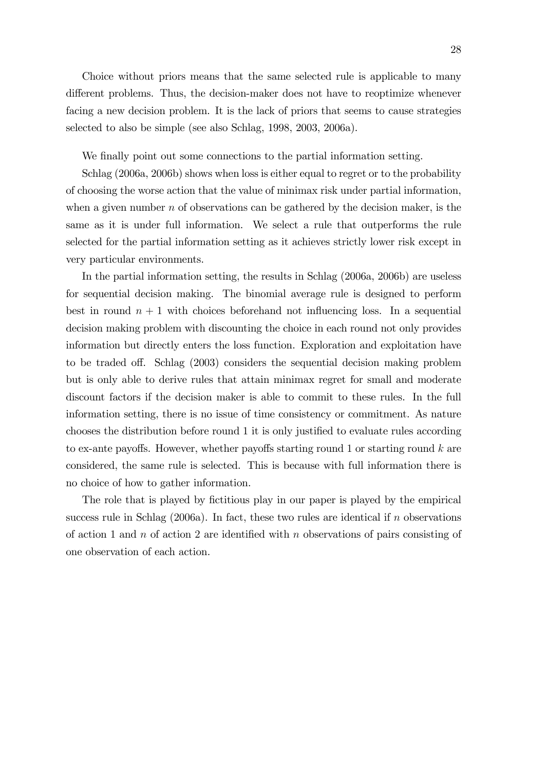Choice without priors means that the same selected rule is applicable to many different problems. Thus, the decision-maker does not have to reoptimize whenever facing a new decision problem. It is the lack of priors that seems to cause strategies selected to also be simple (see also Schlag, 1998, 2003, 2006a).

We finally point out some connections to the partial information setting.

Schlag (2006a, 2006b) shows when loss is either equal to regret or to the probability of choosing the worse action that the value of minimax risk under partial information, when a given number $n$ of observations can be gathered by the decision maker, is the same as it is under full information. We select a rule that outperforms the rule selected for the partial information setting as it achieves strictly lower risk except in very particular environments.

In the partial information setting, the results in Schlag (2006a, 2006b) are useless for sequential decision making. The binomial average rule is designed to perform best in round $n+1$ with choices beforehand not influencing loss. In a sequential decision making problem with discounting the choice in each round not only provides information but directly enters the loss function. Exploration and exploitation have to be traded off. Schlag (2003) considers the sequential decision making problem but is only able to derive rules that attain minimax regret for small and moderate discount factors if the decision maker is able to commit to these rules. In the full information setting, there is no issue of time consistency or commitment. As nature chooses the distribution before round 1 it is only justified to evaluate rules according to ex-ante payoffs. However, whether payoffs starting round 1 or starting round $k$ are considered, the same rule is selected. This is because with full information there is no choice of how to gather information.

The role that is played by fictitious play in our paper is played by the empirical success rule in Schlag (2006a). In fact, these two rules are identical if $n$ observations of action 1 and $n$ of action 2 are identified with $n$ observations of pairs consisting of one observation of each action.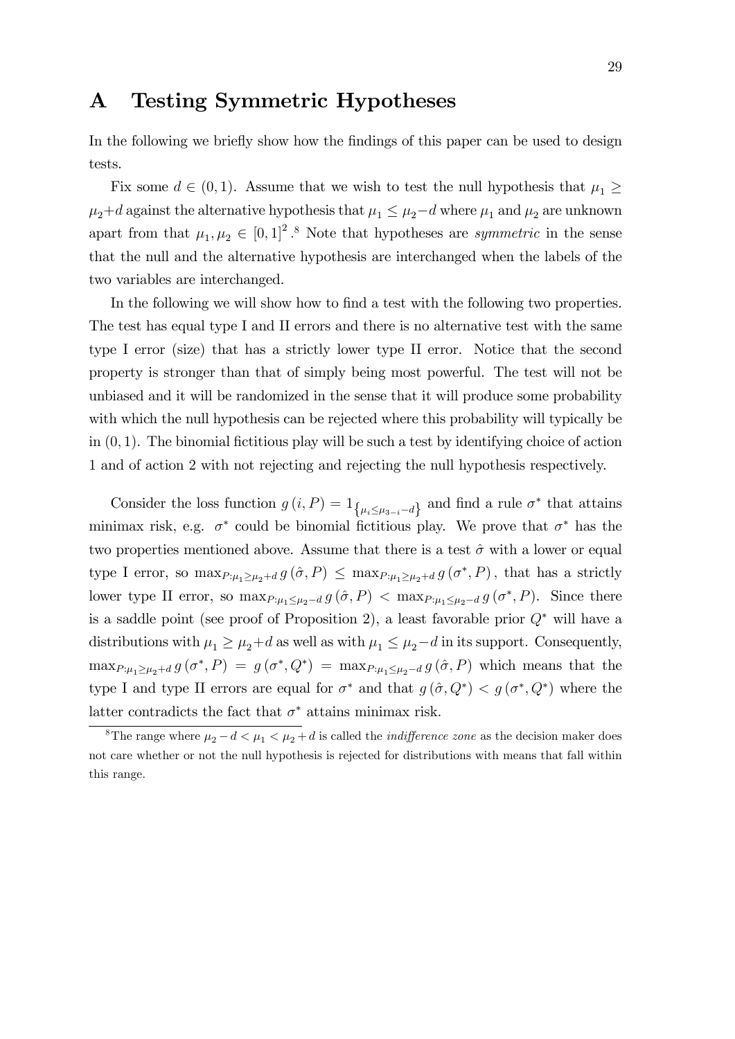// Appendix title retained; "29" page number omitted.
# A Testing Symmetric Hypotheses

In the following we briefly show how the findings of this paper can be used to design tests.

Fix some $d \in (0,1)$. Assume that we wish to test the null hypothesis that $\mu_1 \geq \mu_2 + d$ against the alternative hypothesis that $\mu_1 \leq \mu_2 - d$ where $\mu_1$ and $\mu_2$ are unknown apart from that $\mu_1, \mu_2 \in [0,1]^2$.[8] Note that hypotheses are *symmetric* in the sense that the null and the alternative hypothesis are interchanged when the labels of the two variables are interchanged.

In the following we will show how to find a test with the following two properties. The test has equal type I and II errors and there is no alternative test with the same type I error (size) that has a strictly lower type II error. Notice that the second property is stronger than that of simply being most powerful. The test will not be unbiased and it will be randomized in the sense that it will produce some probability with which the null hypothesis can be rejected where this probability will typically be in $(0,1)$. The binomial fictitious play will be such a test by identifying choice of action 1 and of action 2 with not rejecting and rejecting the null hypothesis respectively.

Consider the loss function $g(i,P) = 1_{\{\mu_i \leq \mu_{3-i} - d\}}$ and find a rule $\sigma^*$ that attains minimax risk, e.g. $\sigma^*$ could be binomial fictitious play. We prove that $\sigma^*$ has the two properties mentioned above. Assume that there is a test $\hat{\sigma}$ with a lower or equal type I error, so $\max_{P:\mu_1 \geq \mu_2 + d} g(\hat{\sigma}, P) \leq \max_{P:\mu_1 \geq \mu_2 + d} g(\sigma^*, P)$, that has a strictly lower type II error, so $\max_{P:\mu_1 \leq \mu_2 - d} g(\hat{\sigma}, P) < \max_{P:\mu_1 \leq \mu_2 - d} g(\sigma^*, P)$. Since there is a saddle point (see proof of Proposition 2), a least favorable prior $Q^*$ will have a distributions with $\mu_1 \geq \mu_2 + d$ as well as with $\mu_1 \leq \mu_2 - d$ in its support. Consequently, $\max_{P:\mu_1 \geq \mu_2 + d} g(\sigma^*, P) = g(\sigma^*, Q^*) = \max_{P:\mu_1 \leq \mu_2 - d} g(\hat{\sigma}, P)$ which means that the type I and type II errors are equal for $\sigma^*$ and that $g(\hat{\sigma}, Q^*) < g(\sigma^*, Q^*)$ where the latter contradicts the fact that $\sigma^*$ attains minimax risk.

[8] The range where $\mu_2 - d < \mu_1 < \mu_2 + d$ is called the *indifference zone* as the decision maker does not care whether or not the null hypothesis is rejected for distributions with means that fall within this range.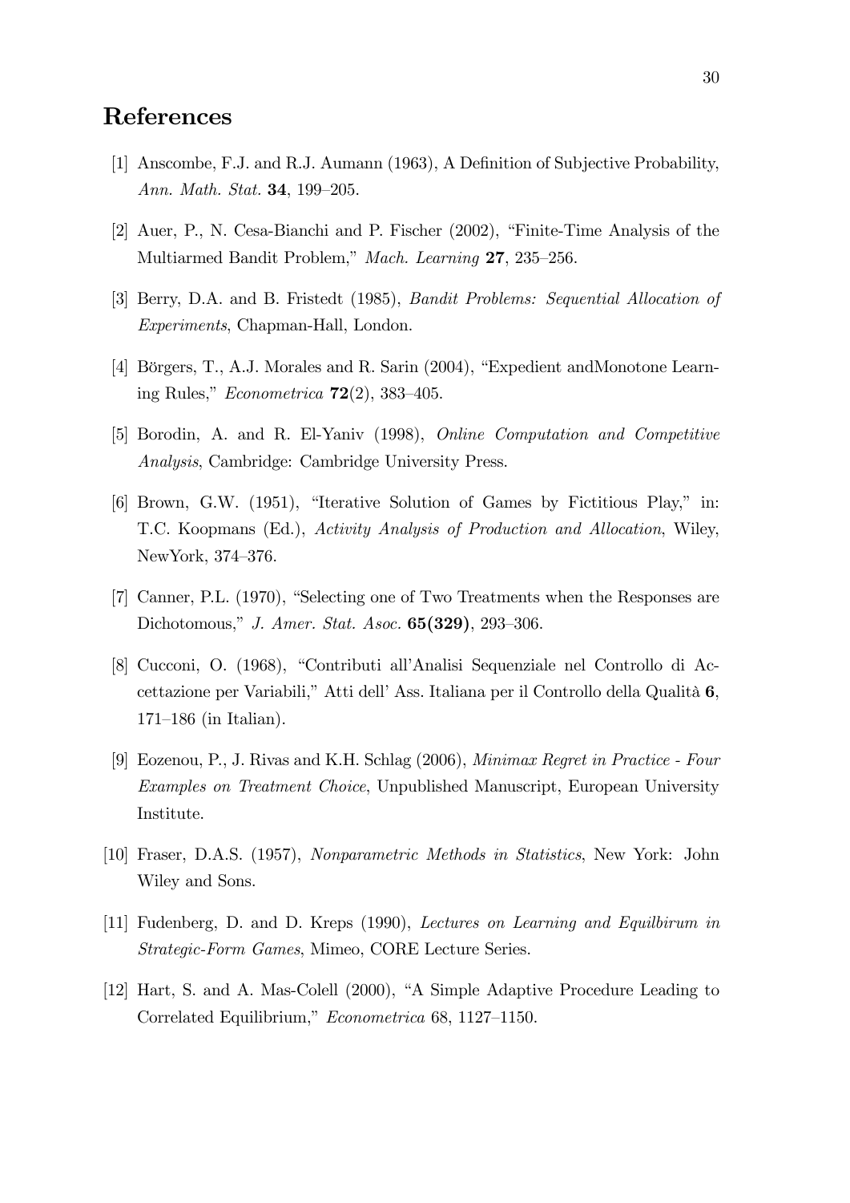# References

[1] Anscombe, F.J. and R.J. Aumann (1963), A Definition of Subjective Probability, *Ann. Math. Stat.* **34**, 199–205.

[2] Auer, P., N. Cesa-Bianchi and P. Fischer (2002), "Finite-Time Analysis of the Multiarmed Bandit Problem," *Mach. Learning* **27**, 235–256.

[3] Berry, D.A. and B. Fristedt (1985), *Bandit Problems: Sequential Allocation of Experiments*, Chapman-Hall, London.

[4] Börgers, T., A.J. Morales and R. Sarin (2004), "Expedient andMonotone Learning Rules," *Econometrica* **72**(2), 383–405.

[5] Borodin, A. and R. El-Yaniv (1998), *Online Computation and Competitive Analysis*, Cambridge: Cambridge University Press.

[6] Brown, G.W. (1951), "Iterative Solution of Games by Fictitious Play," in: T.C. Koopmans (Ed.), *Activity Analysis of Production and Allocation*, Wiley, NewYork, 374–376.

[7] Canner, P.L. (1970), "Selecting one of Two Treatments when the Responses are Dichotomous," *J. Amer. Stat. Asoc.* **65(329)**, 293–306.

[8] Cucconi, O. (1968), "Contributi all'Analisi Sequenziale nel Controllo di Accettazione per Variabili," Atti dell' Ass. Italiana per il Controllo della Qualità **6**, 171–186 (in Italian).

[9] Eozenou, P., J. Rivas and K.H. Schlag (2006), *Minimax Regret in Practice - Four Examples on Treatment Choice*, Unpublished Manuscript, European University Institute.

[10] Fraser, D.A.S. (1957), *Nonparametric Methods in Statistics*, New York: John Wiley and Sons.

[11] Fudenberg, D. and D. Kreps (1990), *Lectures on Learning and Equilbirum in Strategic-Form Games*, Mimeo, CORE Lecture Series.

[12] Hart, S. and A. Mas-Colell (2000), "A Simple Adaptive Procedure Leading to Correlated Equilibrium," *Econometrica* 68, 1127–1150.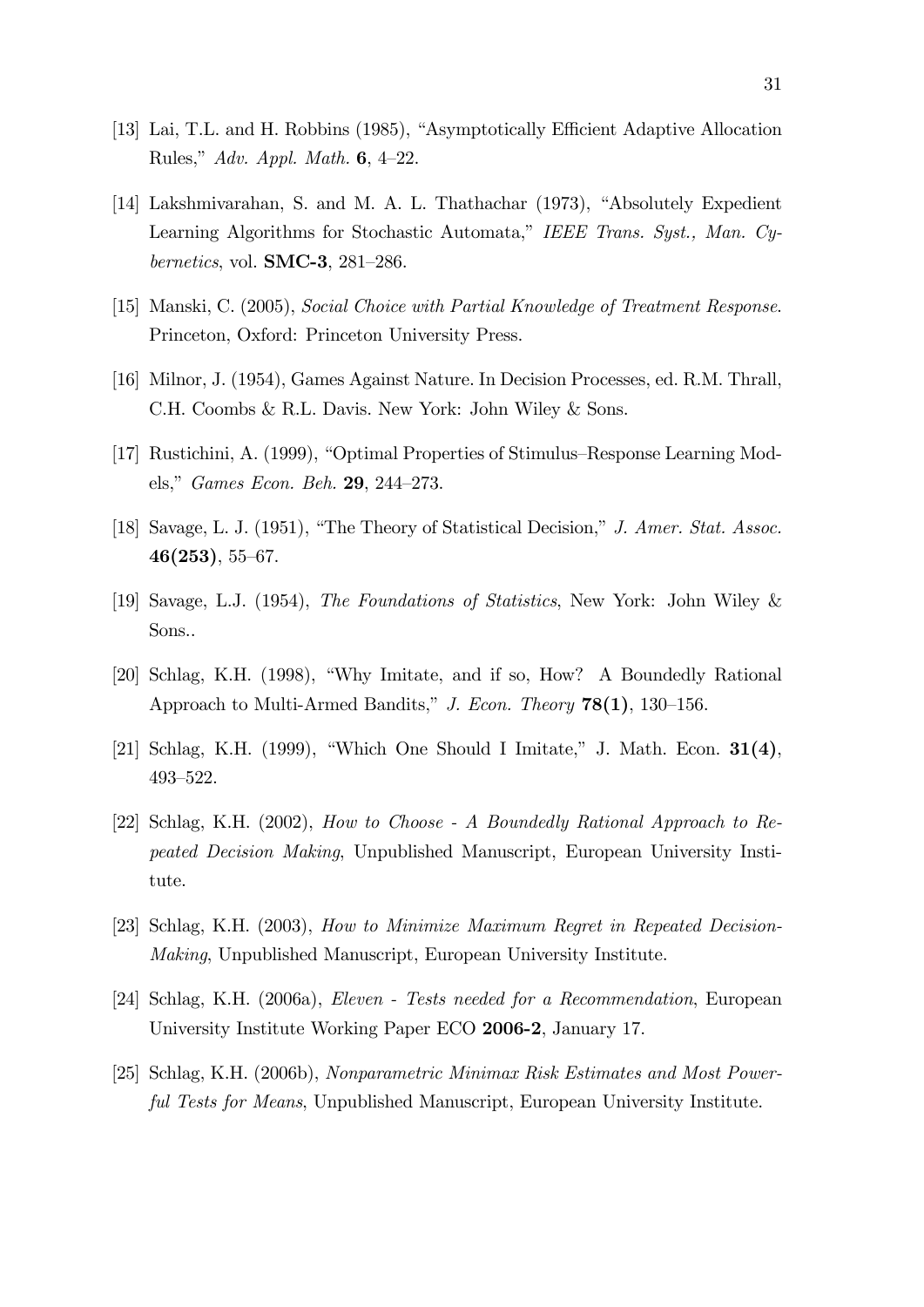[13] Lai, T.L. and H. Robbins (1985), "Asymptotically Efficient Adaptive Allocation Rules," *Adv. Appl. Math.* **6**, 4–22.

[14] Lakshmivarahan, S. and M. A. L. Thathachar (1973), "Absolutely Expedient Learning Algorithms for Stochastic Automata," *IEEE Trans. Syst., Man. Cybernetics*, vol. **SMC-3**, 281–286.

[15] Manski, C. (2005), *Social Choice with Partial Knowledge of Treatment Response.* Princeton, Oxford: Princeton University Press.

[16] Milnor, J. (1954), Games Against Nature. In Decision Processes, ed. R.M. Thrall, C.H. Coombs & R.L. Davis. New York: John Wiley & Sons.

[17] Rustichini, A. (1999), "Optimal Properties of Stimulus–Response Learning Models," *Games Econ. Beh.* **29**, 244–273.

[18] Savage, L. J. (1951), "The Theory of Statistical Decision," *J. Amer. Stat. Assoc.* **46(253)**, 55–67.

[19] Savage, L.J. (1954), *The Foundations of Statistics*, New York: John Wiley & Sons..

[20] Schlag, K.H. (1998), "Why Imitate, and if so, How? A Boundedly Rational Approach to Multi-Armed Bandits," *J. Econ. Theory* **78(1)**, 130–156.

[21] Schlag, K.H. (1999), "Which One Should I Imitate," J. Math. Econ. **31(4)**, 493–522.

[22] Schlag, K.H. (2002), *How to Choose - A Boundedly Rational Approach to Repeated Decision Making*, Unpublished Manuscript, European University Institute.

[23] Schlag, K.H. (2003), *How to Minimize Maximum Regret in Repeated Decision-Making*, Unpublished Manuscript, European University Institute.

[24] Schlag, K.H. (2006a), *Eleven - Tests needed for a Recommendation*, European University Institute Working Paper ECO **2006-2**, January 17.

[25] Schlag, K.H. (2006b), *Nonparametric Minimax Risk Estimates and Most Powerful Tests for Means*, Unpublished Manuscript, European University Institute.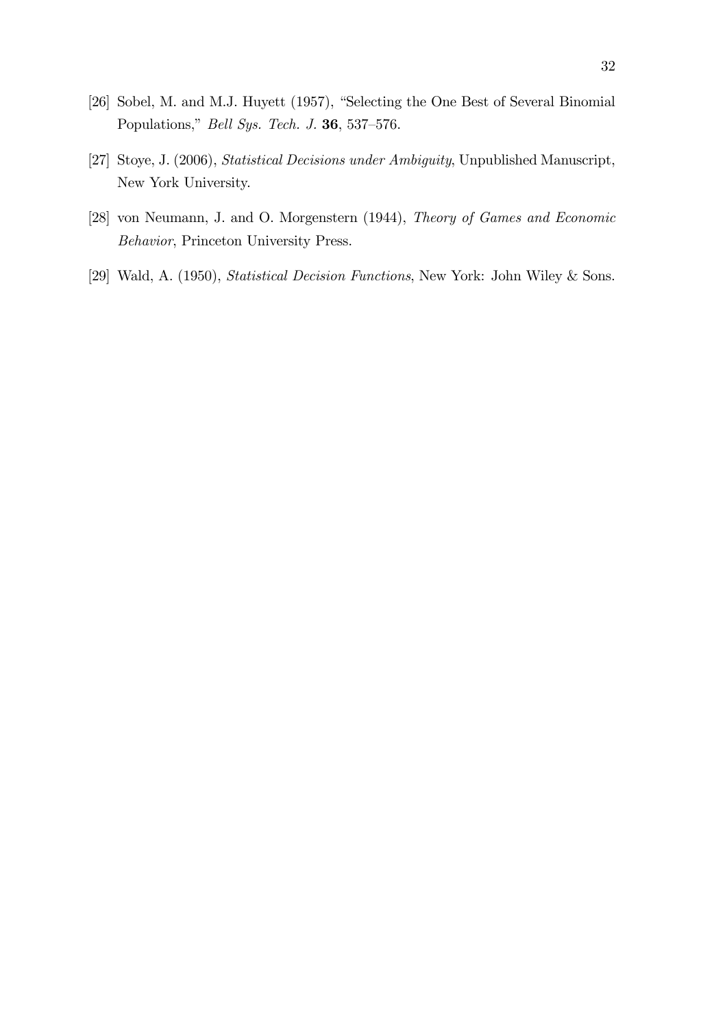[26] Sobel, M. and M.J. Huyett (1957), "Selecting the One Best of Several Binomial Populations," *Bell Sys. Tech. J.* **36**, 537–576.

[27] Stoye, J. (2006), *Statistical Decisions under Ambiguity*, Unpublished Manuscript, New York University.

[28] von Neumann, J. and O. Morgenstern (1944), *Theory of Games and Economic Behavior*, Princeton University Press.

[29] Wald, A. (1950), *Statistical Decision Functions*, New York: John Wiley & Sons.